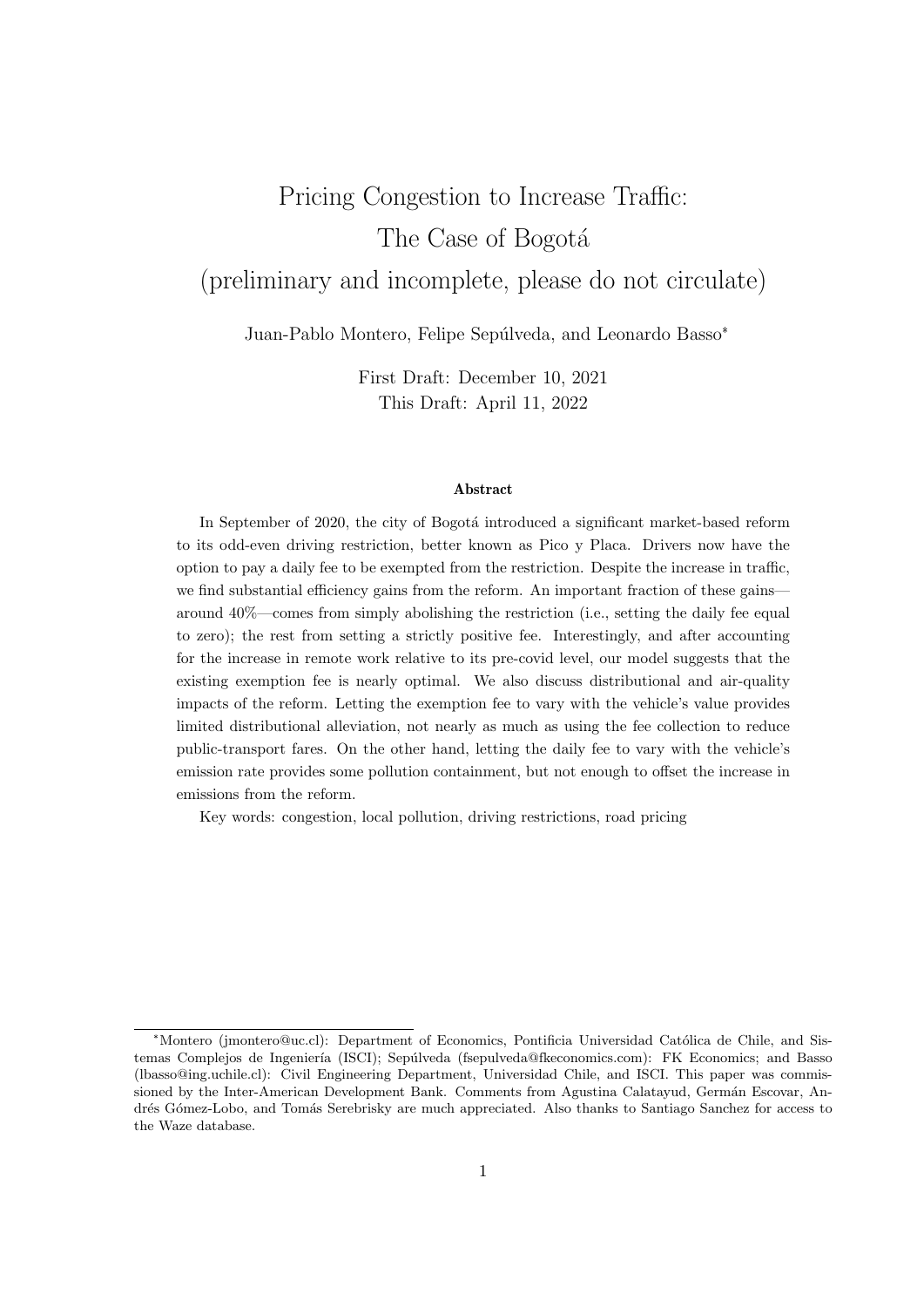# Pricing Congestion to Increase Traffic: The Case of Bogotá (preliminary and incomplete, please do not circulate)

Juan-Pablo Montero, Felipe Sepúlveda, and Leonardo Basso*

First Draft: December 10, 2021
This Draft: April 11, 2022

**Abstract**

In September of 2020, the city of Bogotá introduced a significant market-based reform to its odd-even driving restriction, better known as Pico y Placa. Drivers now have the option to pay a daily fee to be exempted from the restriction. Despite the increase in traffic, we find substantial efficiency gains from the reform. An important fraction of these gains—around 40%—comes from simply abolishing the restriction (i.e., setting the daily fee equal to zero); the rest from setting a strictly positive fee. Interestingly, and after accounting for the increase in remote work relative to its pre-covid level, our model suggests that the existing exemption fee is nearly optimal. We also discuss distributional and air-quality impacts of the reform. Letting the exemption fee to vary with the vehicle's value provides limited distributional alleviation, not nearly as much as using the fee collection to reduce public-transport fares. On the other hand, letting the daily fee to vary with the vehicle's emission rate provides some pollution containment, but not enough to offset the increase in emissions from the reform.

Key words: congestion, local pollution, driving restrictions, road pricing

---

*Montero (jmontero@uc.cl): Department of Economics, Pontificia Universidad Católica de Chile, and Sistemas Complejos de Ingeniería (ISCI); Sepúlveda (fsepulveda@fkeconomics.com): FK Economics; and Basso (lbasso@ing.uchile.cl): Civil Engineering Department, Universidad Chile, and ISCI. This paper was commissioned by the Inter-American Development Bank. Comments from Agustina Calatayud, Germán Escovar, Andrés Gómez-Lobo, and Tomás Serebrisky are much appreciated. Also thanks to Santiago Sanchez for access to the Waze database.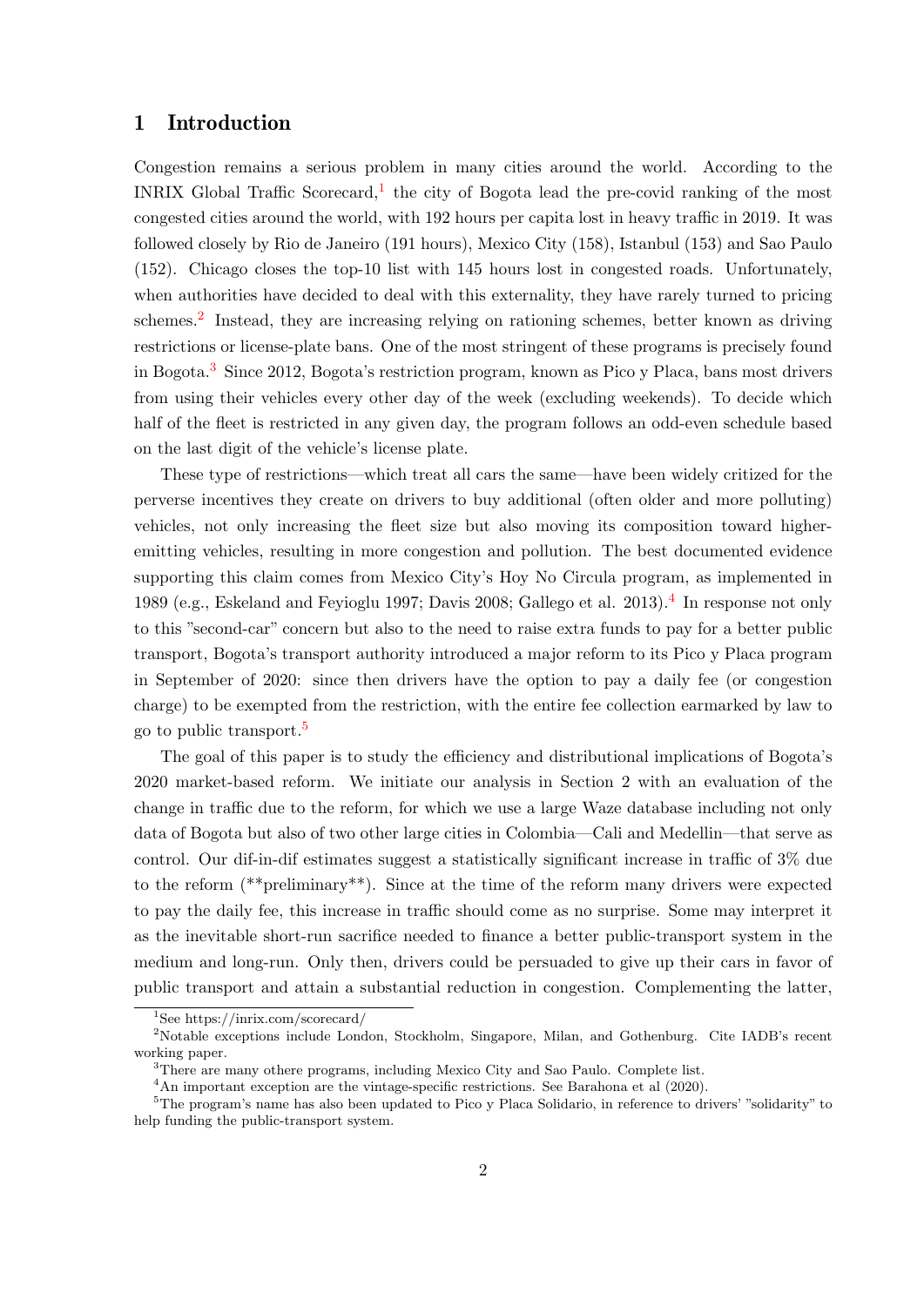# 1 Introduction

Congestion remains a serious problem in many cities around the world. According to the INRIX Global Traffic Scorecard,[1] the city of Bogota lead the pre-covid ranking of the most congested cities around the world, with 192 hours per capita lost in heavy traffic in 2019. It was followed closely by Rio de Janeiro (191 hours), Mexico City (158), Istanbul (153) and Sao Paulo (152). Chicago closes the top-10 list with 145 hours lost in congested roads. Unfortunately, when authorities have decided to deal with this externality, they have rarely turned to pricing schemes.[2] Instead, they are increasing relying on rationing schemes, better known as driving restrictions or license-plate bans. One of the most stringent of these programs is precisely found in Bogota.[3] Since 2012, Bogota's restriction program, known as Pico y Placa, bans most drivers from using their vehicles every other day of the week (excluding weekends). To decide which half of the fleet is restricted in any given day, the program follows an odd-even schedule based on the last digit of the vehicle's license plate.

These type of restrictions—which treat all cars the same—have been widely critized for the perverse incentives they create on drivers to buy additional (often older and more polluting) vehicles, not only increasing the fleet size but also moving its composition toward higher-emitting vehicles, resulting in more congestion and pollution. The best documented evidence supporting this claim comes from Mexico City's Hoy No Circula program, as implemented in 1989 (e.g., Eskeland and Feyioglu 1997; Davis 2008; Gallego et al. 2013).[4] In response not only to this "second-car" concern but also to the need to raise extra funds to pay for a better public transport, Bogota's transport authority introduced a major reform to its Pico y Placa program in September of 2020: since then drivers have the option to pay a daily fee (or congestion charge) to be exempted from the restriction, with the entire fee collection earmarked by law to go to public transport.[5]

The goal of this paper is to study the efficiency and distributional implications of Bogota's 2020 market-based reform. We initiate our analysis in Section 2 with an evaluation of the change in traffic due to the reform, for which we use a large Waze database including not only data of Bogota but also of two other large cities in Colombia—Cali and Medellin—that serve as control. Our dif-in-dif estimates suggest a statistically significant increase in traffic of 3% due to the reform (**preliminary**). Since at the time of the reform many drivers were expected to pay the daily fee, this increase in traffic should come as no surprise. Some may interpret it as the inevitable short-run sacrifice needed to finance a better public-transport system in the medium and long-run. Only then, drivers could be persuaded to give up their cars in favor of public transport and attain a substantial reduction in congestion. Complementing the latter,

---

[1] See https://inrix.com/scorecard/

[2] Notable exceptions include London, Stockholm, Singapore, Milan, and Gothenburg. Cite IADB's recent working paper.

[3] There are many othere programs, including Mexico City and Sao Paulo. Complete list.

[4] An important exception are the vintage-specific restrictions. See Barahona et al (2020).

[5] The program's name has also been updated to Pico y Placa Solidario, in reference to drivers' "solidarity" to help funding the public-transport system.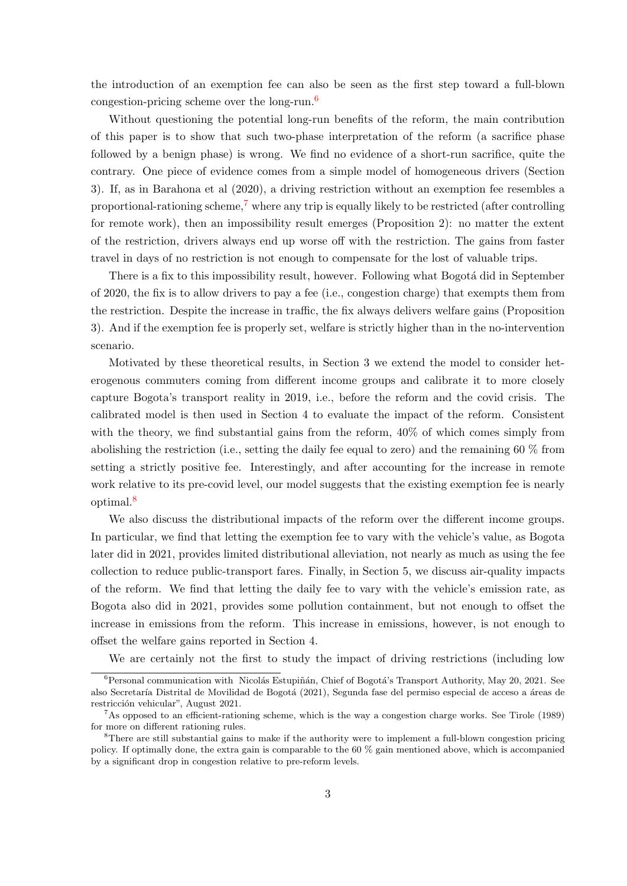the introduction of an exemption fee can also be seen as the first step toward a full-blown congestion-pricing scheme over the long-run.[6]

Without questioning the potential long-run benefits of the reform, the main contribution of this paper is to show that such two-phase interpretation of the reform (a sacrifice phase followed by a benign phase) is wrong. We find no evidence of a short-run sacrifice, quite the contrary. One piece of evidence comes from a simple model of homogeneous drivers (Section 3). If, as in Barahona et al (2020), a driving restriction without an exemption fee resembles a proportional-rationing scheme,[7] where any trip is equally likely to be restricted (after controlling for remote work), then an impossibility result emerges (Proposition 2): no matter the extent of the restriction, drivers always end up worse off with the restriction. The gains from faster travel in days of no restriction is not enough to compensate for the lost of valuable trips.

There is a fix to this impossibility result, however. Following what Bogotá did in September of 2020, the fix is to allow drivers to pay a fee (i.e., congestion charge) that exempts them from the restriction. Despite the increase in traffic, the fix always delivers welfare gains (Proposition 3). And if the exemption fee is properly set, welfare is strictly higher than in the no-intervention scenario.

Motivated by these theoretical results, in Section 3 we extend the model to consider heterogenous commuters coming from different income groups and calibrate it to more closely capture Bogota's transport reality in 2019, i.e., before the reform and the covid crisis. The calibrated model is then used in Section 4 to evaluate the impact of the reform. Consistent with the theory, we find substantial gains from the reform, 40% of which comes simply from abolishing the restriction (i.e., setting the daily fee equal to zero) and the remaining 60 % from setting a strictly positive fee. Interestingly, and after accounting for the increase in remote work relative to its pre-covid level, our model suggests that the existing exemption fee is nearly optimal.[8]

We also discuss the distributional impacts of the reform over the different income groups. In particular, we find that letting the exemption fee to vary with the vehicle's value, as Bogota later did in 2021, provides limited distributional alleviation, not nearly as much as using the fee collection to reduce public-transport fares. Finally, in Section 5, we discuss air-quality impacts of the reform. We find that letting the daily fee to vary with the vehicle's emission rate, as Bogota also did in 2021, provides some pollution containment, but not enough to offset the increase in emissions from the reform. This increase in emissions, however, is not enough to offset the welfare gains reported in Section 4.

We are certainly not the first to study the impact of driving restrictions (including low

[6] Personal communication with Nicolás Estupiñán, Chief of Bogotá's Transport Authority, May 20, 2021. See also Secretaría Distrital de Movilidad de Bogotá (2021), Segunda fase del permiso especial de acceso a áreas de restricción vehicular", August 2021.

[7] As opposed to an efficient-rationing scheme, which is the way a congestion charge works. See Tirole (1989) for more on different rationing rules.

[8] There are still substantial gains to make if the authority were to implement a full-blown congestion pricing policy. If optimally done, the extra gain is comparable to the 60 % gain mentioned above, which is accompanied by a significant drop in congestion relative to pre-reform levels.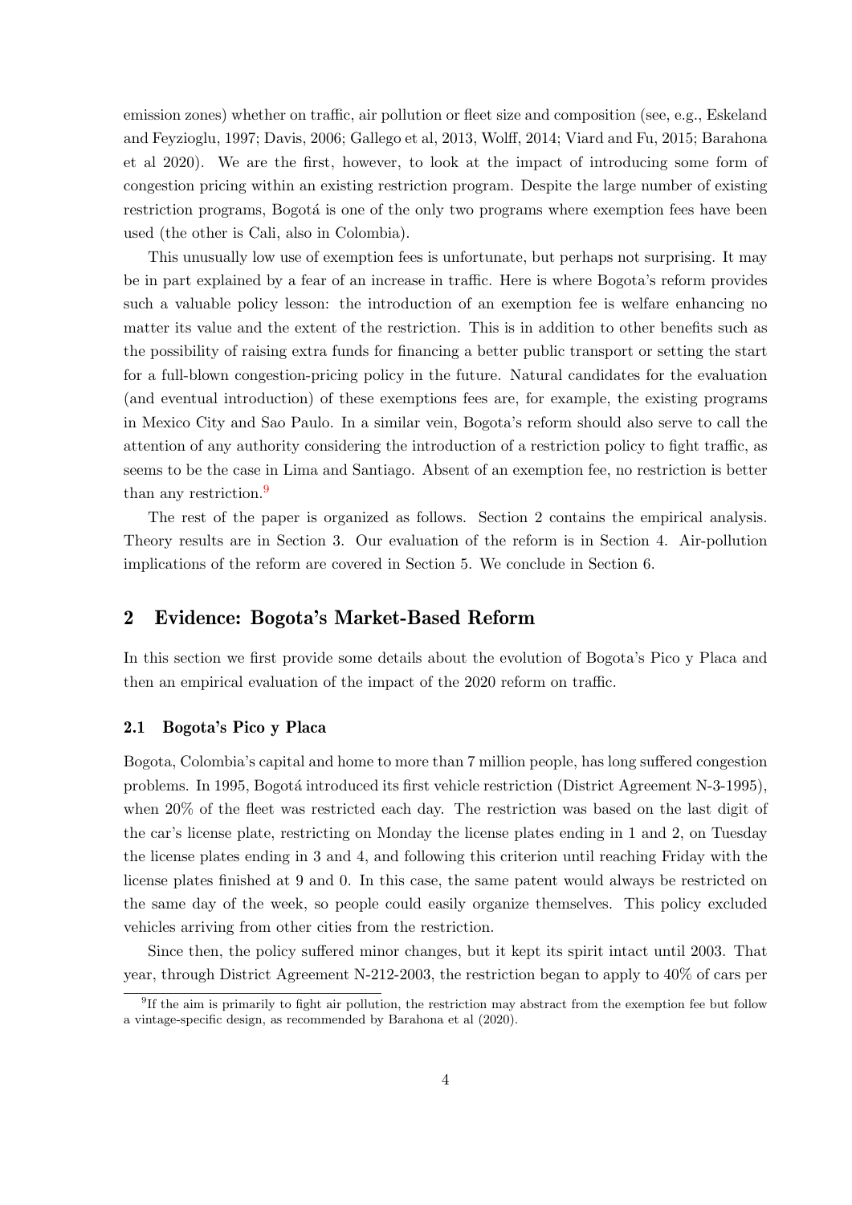emission zones) whether on traffic, air pollution or fleet size and composition (see, e.g., Eskeland and Feyzioglu, 1997; Davis, 2006; Gallego et al, 2013, Wolff, 2014; Viard and Fu, 2015; Barahona et al 2020). We are the first, however, to look at the impact of introducing some form of congestion pricing within an existing restriction program. Despite the large number of existing restriction programs, Bogotá is one of the only two programs where exemption fees have been used (the other is Cali, also in Colombia).

This unusually low use of exemption fees is unfortunate, but perhaps not surprising. It may be in part explained by a fear of an increase in traffic. Here is where Bogota's reform provides such a valuable policy lesson: the introduction of an exemption fee is welfare enhancing no matter its value and the extent of the restriction. This is in addition to other benefits such as the possibility of raising extra funds for financing a better public transport or setting the start for a full-blown congestion-pricing policy in the future. Natural candidates for the evaluation (and eventual introduction) of these exemptions fees are, for example, the existing programs in Mexico City and Sao Paulo. In a similar vein, Bogota's reform should also serve to call the attention of any authority considering the introduction of a restriction policy to fight traffic, as seems to be the case in Lima and Santiago. Absent of an exemption fee, no restriction is better than any restriction.[9]

The rest of the paper is organized as follows. Section 2 contains the empirical analysis. Theory results are in Section 3. Our evaluation of the reform is in Section 4. Air-pollution implications of the reform are covered in Section 5. We conclude in Section 6.

## 2 Evidence: Bogota's Market-Based Reform

In this section we first provide some details about the evolution of Bogota's Pico y Placa and then an empirical evaluation of the impact of the 2020 reform on traffic.

### 2.1 Bogota's Pico y Placa

Bogota, Colombia's capital and home to more than 7 million people, has long suffered congestion problems. In 1995, Bogotá introduced its first vehicle restriction (District Agreement N-3-1995), when 20% of the fleet was restricted each day. The restriction was based on the last digit of the car's license plate, restricting on Monday the license plates ending in 1 and 2, on Tuesday the license plates ending in 3 and 4, and following this criterion until reaching Friday with the license plates finished at 9 and 0. In this case, the same patent would always be restricted on the same day of the week, so people could easily organize themselves. This policy excluded vehicles arriving from other cities from the restriction.

Since then, the policy suffered minor changes, but it kept its spirit intact until 2003. That year, through District Agreement N-212-2003, the restriction began to apply to 40% of cars per

[9] If the aim is primarily to fight air pollution, the restriction may abstract from the exemption fee but follow a vintage-specific design, as recommended by Barahona et al (2020).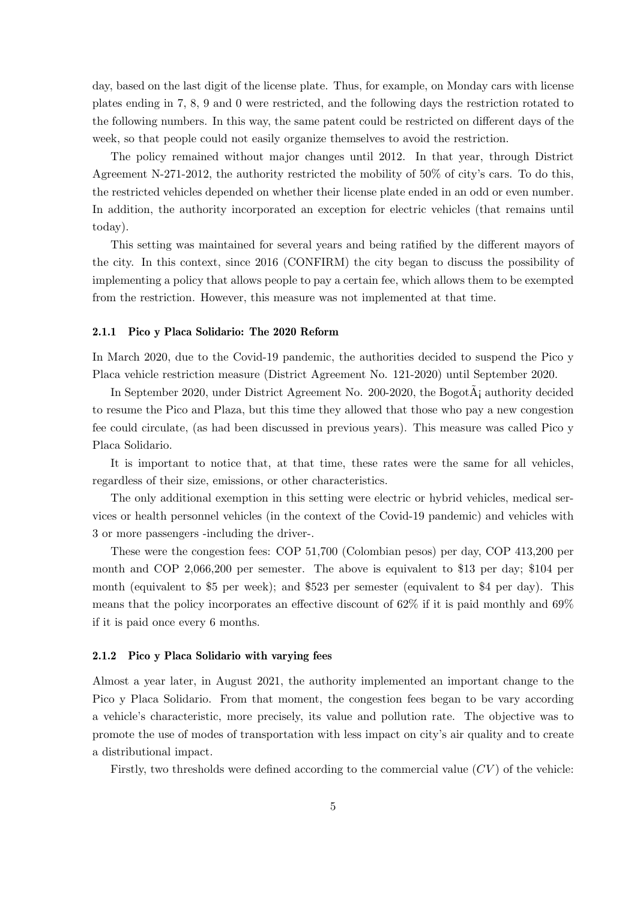day, based on the last digit of the license plate. Thus, for example, on Monday cars with license plates ending in 7, 8, 9 and 0 were restricted, and the following days the restriction rotated to the following numbers. In this way, the same patent could be restricted on different days of the week, so that people could not easily organize themselves to avoid the restriction.

The policy remained without major changes until 2012. In that year, through District Agreement N-271-2012, the authority restricted the mobility of 50% of city's cars. To do this, the restricted vehicles depended on whether their license plate ended in an odd or even number. In addition, the authority incorporated an exception for electric vehicles (that remains until today).

This setting was maintained for several years and being ratified by the different mayors of the city. In this context, since 2016 (CONFIRM) the city began to discuss the possibility of implementing a policy that allows people to pay a certain fee, which allows them to be exempted from the restriction. However, this measure was not implemented at that time.

### 2.1.1 Pico y Placa Solidario: The 2020 Reform

In March 2020, due to the Covid-19 pandemic, the authorities decided to suspend the Pico y Placa vehicle restriction measure (District Agreement No. 121-2020) until September 2020.

In September 2020, under District Agreement No. 200-2020, the BogotÃ¡ authority decided to resume the Pico and Plaza, but this time they allowed that those who pay a new congestion fee could circulate, (as had been discussed in previous years). This measure was called Pico y Placa Solidario.

It is important to notice that, at that time, these rates were the same for all vehicles, regardless of their size, emissions, or other characteristics.

The only additional exemption in this setting were electric or hybrid vehicles, medical services or health personnel vehicles (in the context of the Covid-19 pandemic) and vehicles with 3 or more passengers -including the driver-.

These were the congestion fees: COP 51,700 (Colombian pesos) per day, COP 413,200 per month and COP 2,066,200 per semester. The above is equivalent to \$13 per day; \$104 per month (equivalent to \$5 per week); and \$523 per semester (equivalent to \$4 per day). This means that the policy incorporates an effective discount of 62% if it is paid monthly and 69% if it is paid once every 6 months.

### 2.1.2 Pico y Placa Solidario with varying fees

Almost a year later, in August 2021, the authority implemented an important change to the Pico y Placa Solidario. From that moment, the congestion fees began to be vary according a vehicle's characteristic, more precisely, its value and pollution rate. The objective was to promote the use of modes of transportation with less impact on city's air quality and to create a distributional impact.

Firstly, two thresholds were defined according to the commercial value ($CV$) of the vehicle: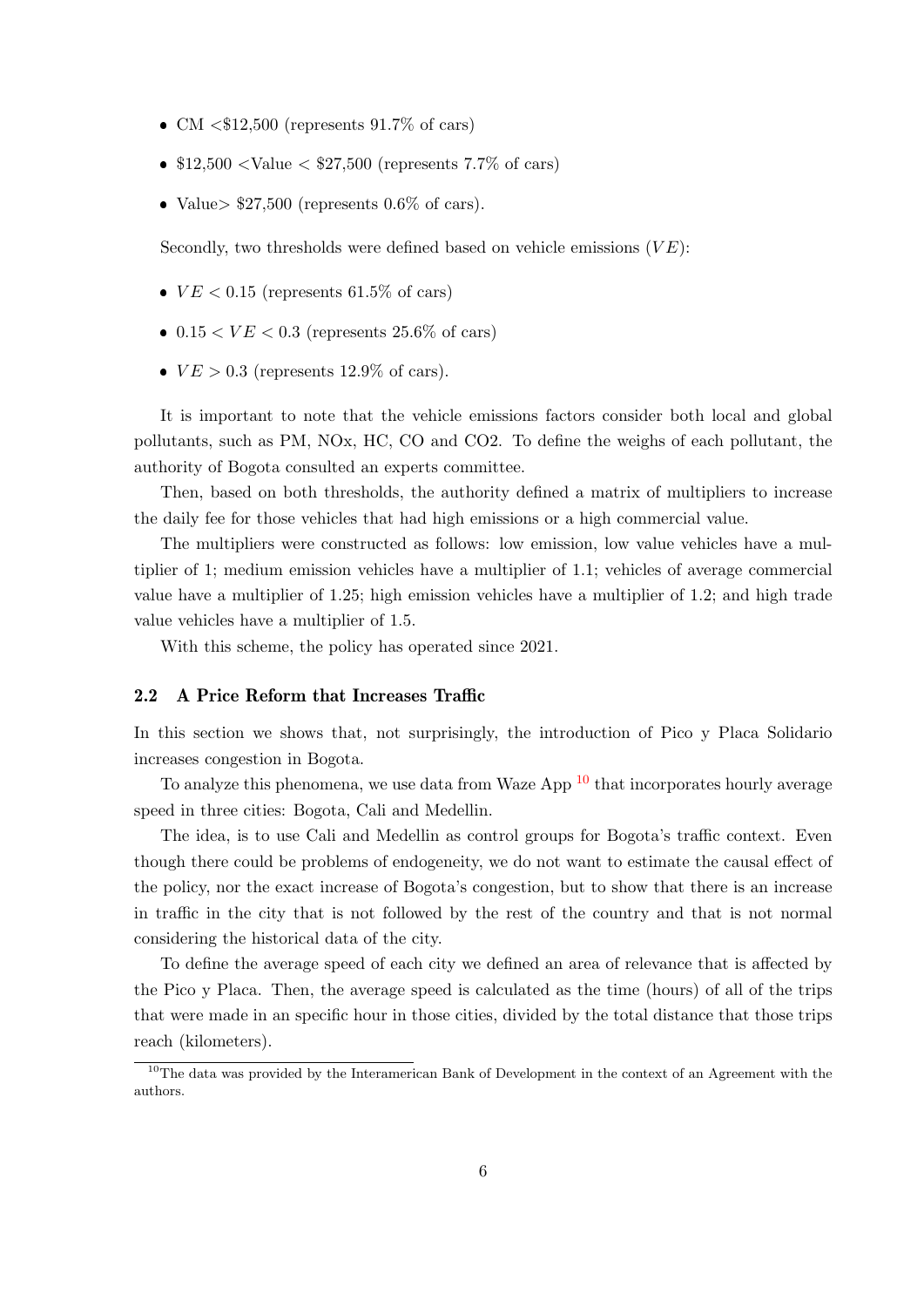- CM <$12,500 (represents 91.7% of cars)
- $12,500 <Value < $27,500 (represents 7.7% of cars)
- Value> $27,500 (represents 0.6% of cars).

Secondly, two thresholds were defined based on vehicle emissions ($VE$):

- $VE < 0.15$ (represents 61.5% of cars)
- $0.15 < VE < 0.3$ (represents 25.6% of cars)
- $VE > 0.3$ (represents 12.9% of cars).

It is important to note that the vehicle emissions factors consider both local and global pollutants, such as PM, NOx, HC, CO and CO2. To define the weighs of each pollutant, the authority of Bogota consulted an experts committee.

Then, based on both thresholds, the authority defined a matrix of multipliers to increase the daily fee for those vehicles that had high emissions or a high commercial value.

The multipliers were constructed as follows: low emission, low value vehicles have a multiplier of 1; medium emission vehicles have a multiplier of 1.1; vehicles of average commercial value have a multiplier of 1.25; high emission vehicles have a multiplier of 1.2; and high trade value vehicles have a multiplier of 1.5.

With this scheme, the policy has operated since 2021.

### 2.2 A Price Reform that Increases Traffic

In this section we shows that, not surprisingly, the introduction of Pico y Placa Solidario increases congestion in Bogota.

To analyze this phenomena, we use data from Waze App [10] that incorporates hourly average speed in three cities: Bogota, Cali and Medellin.

The idea, is to use Cali and Medellin as control groups for Bogota's traffic context. Even though there could be problems of endogeneity, we do not want to estimate the causal effect of the policy, nor the exact increase of Bogota's congestion, but to show that there is an increase in traffic in the city that is not followed by the rest of the country and that is not normal considering the historical data of the city.

To define the average speed of each city we defined an area of relevance that is affected by the Pico y Placa. Then, the average speed is calculated as the time (hours) of all of the trips that were made in an specific hour in those cities, divided by the total distance that those trips reach (kilometers).

[10] The data was provided by the Interamerican Bank of Development in the context of an Agreement with the authors.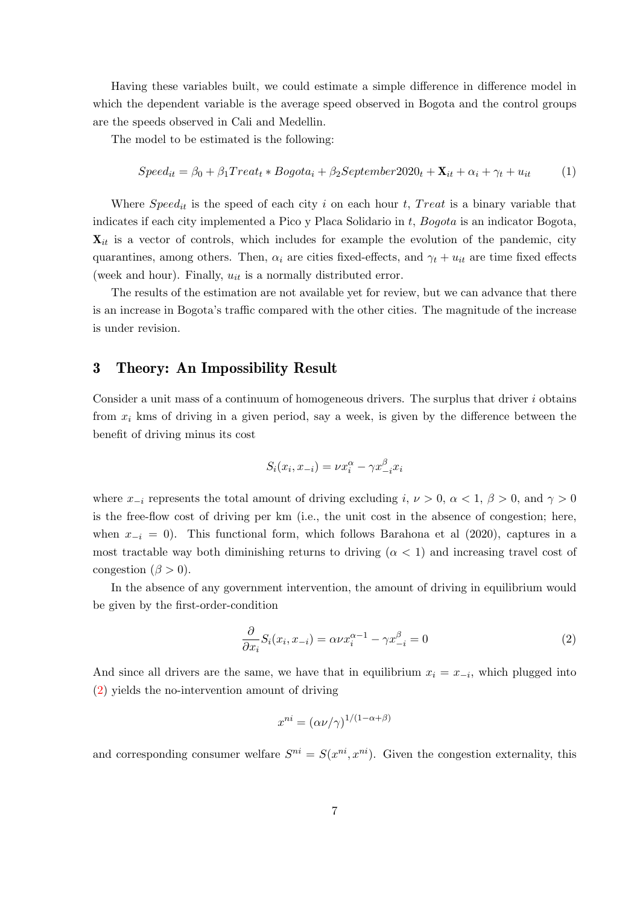Having these variables built, we could estimate a simple difference in difference model in which the dependent variable is the average speed observed in Bogota and the control groups are the speeds observed in Cali and Medellin.

The model to be estimated is the following:

$$Speed_{it} = \beta_0 + \beta_1 Treat_t * Bogota_i + \beta_2 September2020_t + \mathbf{X}_{it} + \alpha_i + \gamma_t + u_{it} \tag{1}$$

Where $Speed_{it}$ is the speed of each city $i$ on each hour $t$, $Treat$ is a binary variable that indicates if each city implemented a Pico y Placa Solidario in $t$, $Bogota$ is an indicator Bogota, $\mathbf{X}_{it}$ is a vector of controls, which includes for example the evolution of the pandemic, city quarantines, among others. Then, $\alpha_i$ are cities fixed-effects, and $\gamma_t + u_{it}$ are time fixed effects (week and hour). Finally, $u_{it}$ is a normally distributed error.

The results of the estimation are not available yet for review, but we can advance that there is an increase in Bogota's traffic compared with the other cities. The magnitude of the increase is under revision.

## 3 Theory: An Impossibility Result

Consider a unit mass of a continuum of homogeneous drivers. The surplus that driver $i$ obtains from $x_i$ kms of driving in a given period, say a week, is given by the difference between the benefit of driving minus its cost

$$S_i(x_i, x_{-i}) = \nu x_i^{\alpha} - \gamma x_{-i}^{\beta} x_i$$

where $x_{-i}$ represents the total amount of driving excluding $i$, $\nu > 0$, $\alpha < 1$, $\beta > 0$, and $\gamma > 0$ is the free-flow cost of driving per km (i.e., the unit cost in the absence of congestion; here, when $x_{-i} = 0$). This functional form, which follows Barahona et al (2020), captures in a most tractable way both diminishing returns to driving ($\alpha < 1$) and increasing travel cost of congestion ($\beta > 0$).

In the absence of any government intervention, the amount of driving in equilibrium would be given by the first-order-condition

$$\frac{\partial}{\partial x_i} S_i(x_i, x_{-i}) = \alpha \nu x_i^{\alpha - 1} - \gamma x_{-i}^{\beta} = 0 \tag{2}$$

And since all drivers are the same, we have that in equilibrium $x_i = x_{-i}$, which plugged into (2) yields the no-intervention amount of driving

$$x^{ni} = (\alpha \nu / \gamma)^{1/(1-\alpha+\beta)}$$

and corresponding consumer welfare $S^{ni} = S(x^{ni}, x^{ni})$. Given the congestion externality, this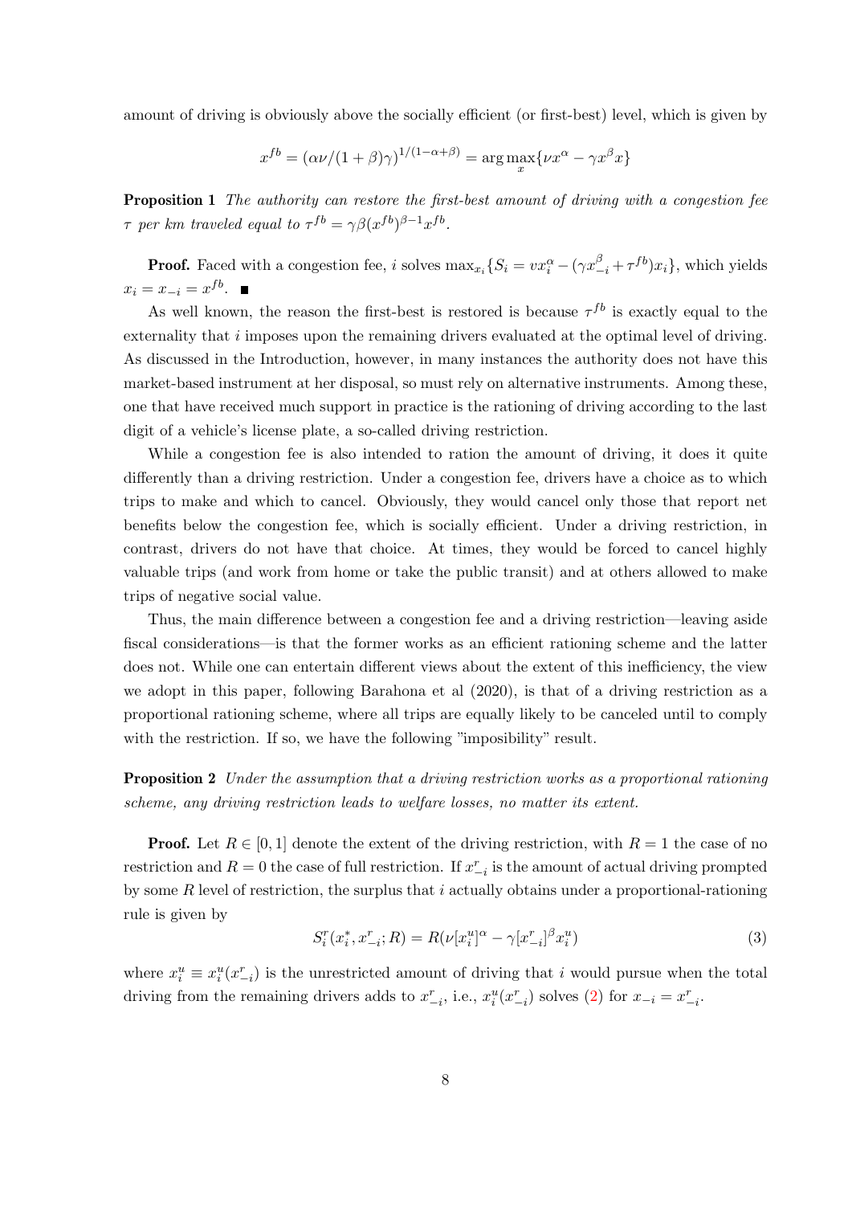amount of driving is obviously above the socially efficient (or first-best) level, which is given by

$$x^{fb} = (\alpha\nu/(1+\beta)\gamma)^{1/(1-\alpha+\beta)} = \arg\max_x\{\nu x^\alpha - \gamma x^\beta x\}$$

**Proposition 1** *The authority can restore the first-best amount of driving with a congestion fee $\tau$ per km traveled equal to $\tau^{fb} = \gamma\beta(x^{fb})^{\beta-1}x^{fb}$.*

**Proof.** Faced with a congestion fee, $i$ solves $\max_{x_i}\{S_i = vx_i^\alpha - (\gamma x_{-i}^\beta + \tau^{fb})x_i\}$, which yields $x_i = x_{-i} = x^{fb}$. ∎

As well known, the reason the first-best is restored is because $\tau^{fb}$ is exactly equal to the externality that $i$ imposes upon the remaining drivers evaluated at the optimal level of driving. As discussed in the Introduction, however, in many instances the authority does not have this market-based instrument at her disposal, so must rely on alternative instruments. Among these, one that have received much support in practice is the rationing of driving according to the last digit of a vehicle's license plate, a so-called driving restriction.

While a congestion fee is also intended to ration the amount of driving, it does it quite differently than a driving restriction. Under a congestion fee, drivers have a choice as to which trips to make and which to cancel. Obviously, they would cancel only those that report net benefits below the congestion fee, which is socially efficient. Under a driving restriction, in contrast, drivers do not have that choice. At times, they would be forced to cancel highly valuable trips (and work from home or take the public transit) and at others allowed to make trips of negative social value.

Thus, the main difference between a congestion fee and a driving restriction—leaving aside fiscal considerations—is that the former works as an efficient rationing scheme and the latter does not. While one can entertain different views about the extent of this inefficiency, the view we adopt in this paper, following Barahona et al (2020), is that of a driving restriction as a proportional rationing scheme, where all trips are equally likely to be canceled until to comply with the restriction. If so, we have the following "imposibility" result.

**Proposition 2** *Under the assumption that a driving restriction works as a proportional rationing scheme, any driving restriction leads to welfare losses, no matter its extent.*

**Proof.** Let $R \in [0,1]$ denote the extent of the driving restriction, with $R = 1$ the case of no restriction and $R = 0$ the case of full restriction. If $x_{-i}^r$ is the amount of actual driving prompted by some $R$ level of restriction, the surplus that $i$ actually obtains under a proportional-rationing rule is given by

$$S_i^r(x_i^*, x_{-i}^r; R) = R(\nu[x_i^u]^\alpha - \gamma[x_{-i}^r]^\beta x_i^u) \tag{3}$$

where $x_i^u \equiv x_i^u(x_{-i}^r)$ is the unrestricted amount of driving that $i$ would pursue when the total driving from the remaining drivers adds to $x_{-i}^r$, i.e., $x_i^u(x_{-i}^r)$ solves (2) for $x_{-i} = x_{-i}^r$.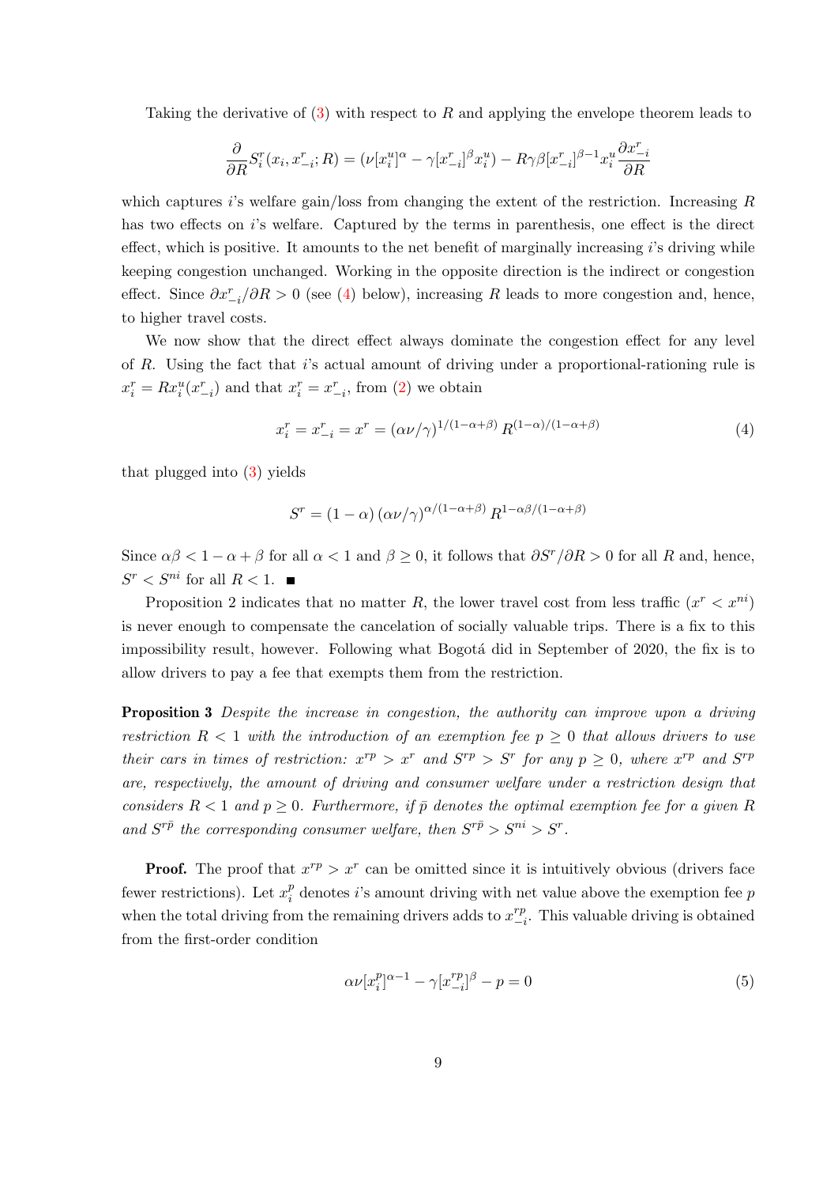Taking the derivative of (3) with respect to $R$ and applying the envelope theorem leads to

$$\frac{\partial}{\partial R} S_i^r(x_i, x_{-i}^r; R) = (\nu[x_i^u]^\alpha - \gamma[x_{-i}^r]^\beta x_i^u) - R\gamma\beta[x_{-i}^r]^{\beta-1} x_i^u \frac{\partial x_{-i}^r}{\partial R}$$

which captures $i$'s welfare gain/loss from changing the extent of the restriction. Increasing $R$ has two effects on $i$'s welfare. Captured by the terms in parenthesis, one effect is the direct effect, which is positive. It amounts to the net benefit of marginally increasing $i$'s driving while keeping congestion unchanged. Working in the opposite direction is the indirect or congestion effect. Since $\partial x_{-i}^r/\partial R > 0$ (see (4) below), increasing $R$ leads to more congestion and, hence, to higher travel costs.

We now show that the direct effect always dominate the congestion effect for any level of $R$. Using the fact that $i$'s actual amount of driving under a proportional-rationing rule is $x_i^r = R x_i^u(x_{-i}^r)$ and that $x_i^r = x_{-i}^r$, from (2) we obtain

$$x_i^r = x_{-i}^r = x^r = (\alpha\nu/\gamma)^{1/(1-\alpha+\beta)} R^{(1-\alpha)/(1-\alpha+\beta)} \tag{4}$$

that plugged into (3) yields

$$S^r = (1-\alpha)(\alpha\nu/\gamma)^{\alpha/(1-\alpha+\beta)} R^{1-\alpha\beta/(1-\alpha+\beta)}$$

Since $\alpha\beta < 1 - \alpha + \beta$ for all $\alpha < 1$ and $\beta \geq 0$, it follows that $\partial S^r/\partial R > 0$ for all $R$ and, hence, $S^r < S^{ni}$ for all $R < 1$. ■

Proposition 2 indicates that no matter $R$, the lower travel cost from less traffic ($x^r < x^{ni}$) is never enough to compensate the cancelation of socially valuable trips. There is a fix to this impossibility result, however. Following what Bogotá did in September of 2020, the fix is to allow drivers to pay a fee that exempts them from the restriction.

**Proposition 3** *Despite the increase in congestion, the authority can improve upon a driving restriction $R < 1$ with the introduction of an exemption fee $p \geq 0$ that allows drivers to use their cars in times of restriction: $x^{rp} > x^r$ and $S^{rp} > S^r$ for any $p \geq 0$, where $x^{rp}$ and $S^{rp}$ are, respectively, the amount of driving and consumer welfare under a restriction design that considers $R < 1$ and $p \geq 0$. Furthermore, if $\bar{p}$ denotes the optimal exemption fee for a given $R$ and $S^{r\bar{p}}$ the corresponding consumer welfare, then $S^{r\bar{p}} > S^{ni} > S^r$.*

**Proof.** The proof that $x^{rp} > x^r$ can be omitted since it is intuitively obvious (drivers face fewer restrictions). Let $x_i^p$ denotes $i$'s amount driving with net value above the exemption fee $p$ when the total driving from the remaining drivers adds to $x_{-i}^{rp}$. This valuable driving is obtained from the first-order condition

$$\alpha\nu[x_i^p]^{\alpha-1} - \gamma[x_{-i}^{rp}]^\beta - p = 0 \tag{5}$$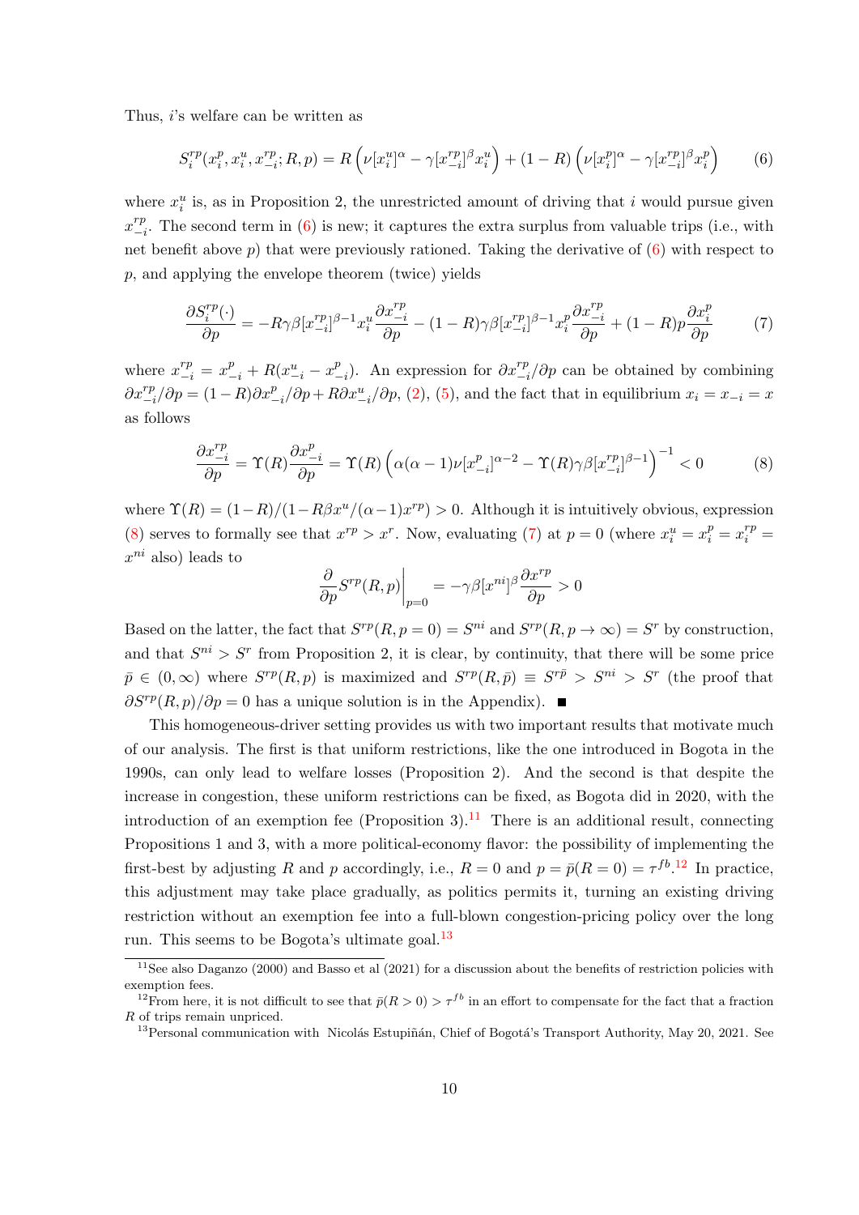Thus, $i$'s welfare can be written as

$$S_i^{rp}(x_i^p, x_i^u, x_{-i}^{rp}; R, p) = R\left(\nu[x_i^u]^\alpha - \gamma[x_{-i}^{rp}]^\beta x_i^u\right) + (1-R)\left(\nu[x_i^p]^\alpha - \gamma[x_{-i}^{rp}]^\beta x_i^p\right) \tag{6}$$

where $x_i^u$ is, as in Proposition 2, the unrestricted amount of driving that $i$ would pursue given $x_{-i}^{rp}$. The second term in (6) is new; it captures the extra surplus from valuable trips (i.e., with net benefit above $p$) that were previously rationed. Taking the derivative of (6) with respect to $p$, and applying the envelope theorem (twice) yields

$$\frac{\partial S_i^{rp}(\cdot)}{\partial p} = -R\gamma\beta[x_{-i}^{rp}]^{\beta-1}x_i^u\frac{\partial x_{-i}^{rp}}{\partial p} - (1-R)\gamma\beta[x_{-i}^{rp}]^{\beta-1}x_i^p\frac{\partial x_{-i}^{rp}}{\partial p} + (1-R)p\frac{\partial x_i^p}{\partial p} \tag{7}$$

where $x_{-i}^{rp} = x_{-i}^p + R(x_{-i}^u - x_{-i}^p)$. An expression for $\partial x_{-i}^{rp}/\partial p$ can be obtained by combining $\partial x_{-i}^{rp}/\partial p = (1-R)\partial x_{-i}^p/\partial p + R\partial x_{-i}^u/\partial p$, (2), (5), and the fact that in equilibrium $x_i = x_{-i} = x$ as follows

$$\frac{\partial x_{-i}^{rp}}{\partial p} = \Upsilon(R)\frac{\partial x_{-i}^p}{\partial p} = \Upsilon(R)\left(\alpha(\alpha-1)\nu[x_{-i}^p]^{\alpha-2} - \Upsilon(R)\gamma\beta[x_{-i}^{rp}]^{\beta-1}\right)^{-1} < 0 \tag{8}$$

where $\Upsilon(R) = (1-R)/(1-R\beta x^u/(\alpha-1)x^{rp}) > 0$. Although it is intuitively obvious, expression (8) serves to formally see that $x^{rp} > x^r$. Now, evaluating (7) at $p = 0$ (where $x_i^u = x_i^p = x_i^{rp} = x^{ni}$ also) leads to

$$\left.\frac{\partial}{\partial p}S^{rp}(R,p)\right|_{p=0} = -\gamma\beta[x^{ni}]^\beta\frac{\partial x^{rp}}{\partial p} > 0$$

Based on the latter, the fact that $S^{rp}(R, p = 0) = S^{ni}$ and $S^{rp}(R, p \to \infty) = S^r$ by construction, and that $S^{ni} > S^r$ from Proposition 2, it is clear, by continuity, that there will be some price $\bar{p} \in (0, \infty)$ where $S^{rp}(R,p)$ is maximized and $S^{rp}(R,\bar{p}) \equiv S^{r\bar{p}} > S^{ni} > S^r$ (the proof that $\partial S^{rp}(R,p)/\partial p = 0$ has a unique solution is in the Appendix). ■

This homogeneous-driver setting provides us with two important results that motivate much of our analysis. The first is that uniform restrictions, like the one introduced in Bogota in the 1990s, can only lead to welfare losses (Proposition 2). And the second is that despite the increase in congestion, these uniform restrictions can be fixed, as Bogota did in 2020, with the introduction of an exemption fee (Proposition 3).[11] There is an additional result, connecting Propositions 1 and 3, with a more political-economy flavor: the possibility of implementing the first-best by adjusting $R$ and $p$ accordingly, i.e., $R = 0$ and $p = \bar{p}(R = 0) = \tau^{fb}$.[12] In practice, this adjustment may take place gradually, as politics permits it, turning an existing driving restriction without an exemption fee into a full-blown congestion-pricing policy over the long run. This seems to be Bogota's ultimate goal.[13]

[11] See also Daganzo (2000) and Basso et al (2021) for a discussion about the benefits of restriction policies with exemption fees.

[12] From here, it is not difficult to see that $\bar{p}(R > 0) > \tau^{fb}$ in an effort to compensate for the fact that a fraction $R$ of trips remain unpriced.

[13] Personal communication with Nicolás Estupiñán, Chief of Bogotá's Transport Authority, May 20, 2021. See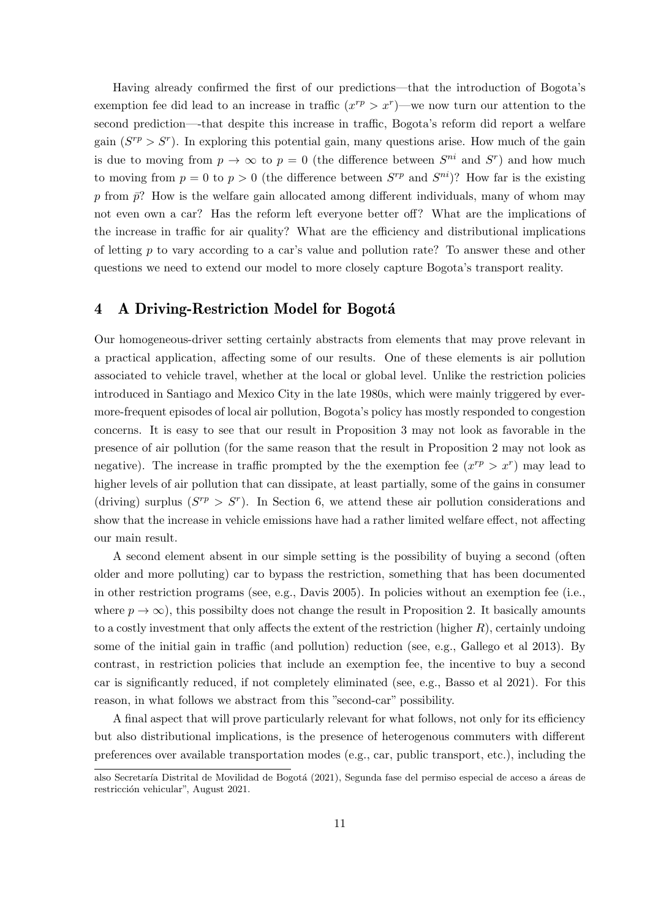Having already confirmed the first of our predictions—that the introduction of Bogota's exemption fee did lead to an increase in traffic ($x^{rp} > x^r$)—we now turn our attention to the second prediction—-that despite this increase in traffic, Bogota's reform did report a welfare gain ($S^{rp} > S^r$). In exploring this potential gain, many questions arise. How much of the gain is due to moving from $p \to \infty$ to $p = 0$ (the difference between $S^{ni}$ and $S^r$) and how much to moving from $p = 0$ to $p > 0$ (the difference between $S^{rp}$ and $S^{ni}$)? How far is the existing $p$ from $\bar{p}$? How is the welfare gain allocated among different individuals, many of whom may not even own a car? Has the reform left everyone better off? What are the implications of the increase in traffic for air quality? What are the efficiency and distributional implications of letting $p$ to vary according to a car's value and pollution rate? To answer these and other questions we need to extend our model to more closely capture Bogota's transport reality.

## 4 A Driving-Restriction Model for Bogotá

Our homogeneous-driver setting certainly abstracts from elements that may prove relevant in a practical application, affecting some of our results. One of these elements is air pollution associated to vehicle travel, whether at the local or global level. Unlike the restriction policies introduced in Santiago and Mexico City in the late 1980s, which were mainly triggered by ever-more-frequent episodes of local air pollution, Bogota's policy has mostly responded to congestion concerns. It is easy to see that our result in Proposition 3 may not look as favorable in the presence of air pollution (for the same reason that the result in Proposition 2 may not look as negative). The increase in traffic prompted by the the exemption fee ($x^{rp} > x^r$) may lead to higher levels of air pollution that can dissipate, at least partially, some of the gains in consumer (driving) surplus ($S^{rp} > S^r$). In Section 6, we attend these air pollution considerations and show that the increase in vehicle emissions have had a rather limited welfare effect, not affecting our main result.

A second element absent in our simple setting is the possibility of buying a second (often older and more polluting) car to bypass the restriction, something that has been documented in other restriction programs (see, e.g., Davis 2005). In policies without an exemption fee (i.e., where $p \to \infty$), this possibilty does not change the result in Proposition 2. It basically amounts to a costly investment that only affects the extent of the restriction (higher $R$), certainly undoing some of the initial gain in traffic (and pollution) reduction (see, e.g., Gallego et al 2013). By contrast, in restriction policies that include an exemption fee, the incentive to buy a second car is significantly reduced, if not completely eliminated (see, e.g., Basso et al 2021). For this reason, in what follows we abstract from this "second-car" possibility.

A final aspect that will prove particularly relevant for what follows, not only for its efficiency but also distributional implications, is the presence of heterogenous commuters with different preferences over available transportation modes (e.g., car, public transport, etc.), including the

also Secretaría Distrital de Movilidad de Bogotá (2021), Segunda fase del permiso especial de acceso a áreas de restricción vehicular", August 2021.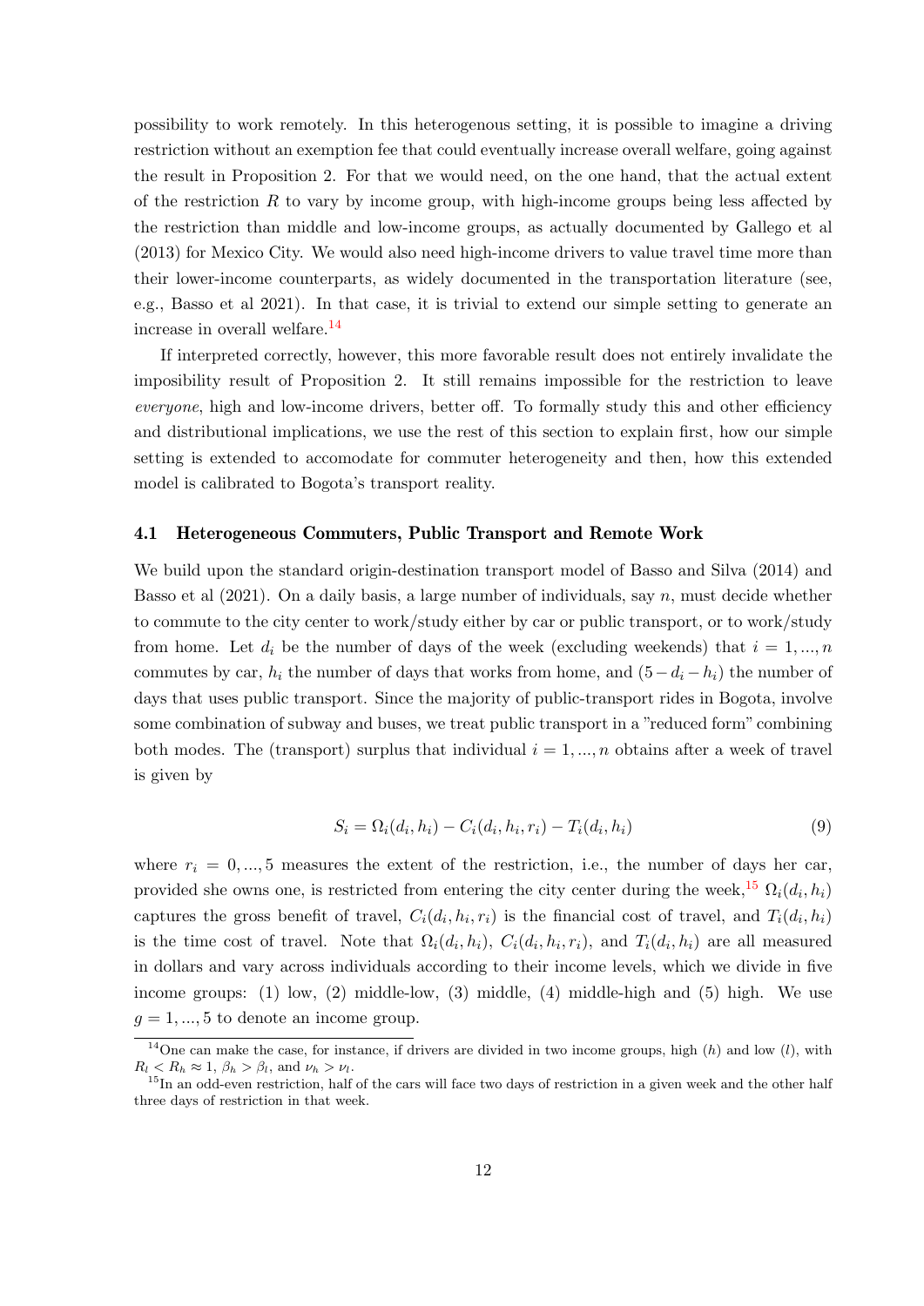possibility to work remotely. In this heterogenous setting, it is possible to imagine a driving restriction without an exemption fee that could eventually increase overall welfare, going against the result in Proposition 2. For that we would need, on the one hand, that the actual extent of the restriction $R$ to vary by income group, with high-income groups being less affected by the restriction than middle and low-income groups, as actually documented by Gallego et al (2013) for Mexico City. We would also need high-income drivers to value travel time more than their lower-income counterparts, as widely documented in the transportation literature (see, e.g., Basso et al 2021). In that case, it is trivial to extend our simple setting to generate an increase in overall welfare.[14]

If interpreted correctly, however, this more favorable result does not entirely invalidate the imposibility result of Proposition 2. It still remains impossible for the restriction to leave *everyone*, high and low-income drivers, better off. To formally study this and other efficiency and distributional implications, we use the rest of this section to explain first, how our simple setting is extended to accomodate for commuter heterogeneity and then, how this extended model is calibrated to Bogota's transport reality.

### 4.1 Heterogeneous Commuters, Public Transport and Remote Work

We build upon the standard origin-destination transport model of Basso and Silva (2014) and Basso et al (2021). On a daily basis, a large number of individuals, say $n$, must decide whether to commute to the city center to work/study either by car or public transport, or to work/study from home. Let $d_i$ be the number of days of the week (excluding weekends) that $i = 1, ..., n$ commutes by car, $h_i$ the number of days that works from home, and $(5 - d_i - h_i)$ the number of days that uses public transport. Since the majority of public-transport rides in Bogota, involve some combination of subway and buses, we treat public transport in a "reduced form" combining both modes. The (transport) surplus that individual $i = 1, ..., n$ obtains after a week of travel is given by

$$S_i = \Omega_i(d_i, h_i) - C_i(d_i, h_i, r_i) - T_i(d_i, h_i) \tag{9}$$

where $r_i = 0, ..., 5$ measures the extent of the restriction, i.e., the number of days her car, provided she owns one, is restricted from entering the city center during the week,[15] $\Omega_i(d_i, h_i)$ captures the gross benefit of travel, $C_i(d_i, h_i, r_i)$ is the financial cost of travel, and $T_i(d_i, h_i)$ is the time cost of travel. Note that $\Omega_i(d_i, h_i)$, $C_i(d_i, h_i, r_i)$, and $T_i(d_i, h_i)$ are all measured in dollars and vary across individuals according to their income levels, which we divide in five income groups: (1) low, (2) middle-low, (3) middle, (4) middle-high and (5) high. We use $g = 1, ..., 5$ to denote an income group.

---

[14] One can make the case, for instance, if drivers are divided in two income groups, high ($h$) and low ($l$), with $R_l < R_h \approx 1$, $\beta_h > \beta_l$, and $\nu_h > \nu_l$.

[15] In an odd-even restriction, half of the cars will face two days of restriction in a given week and the other half three days of restriction in that week.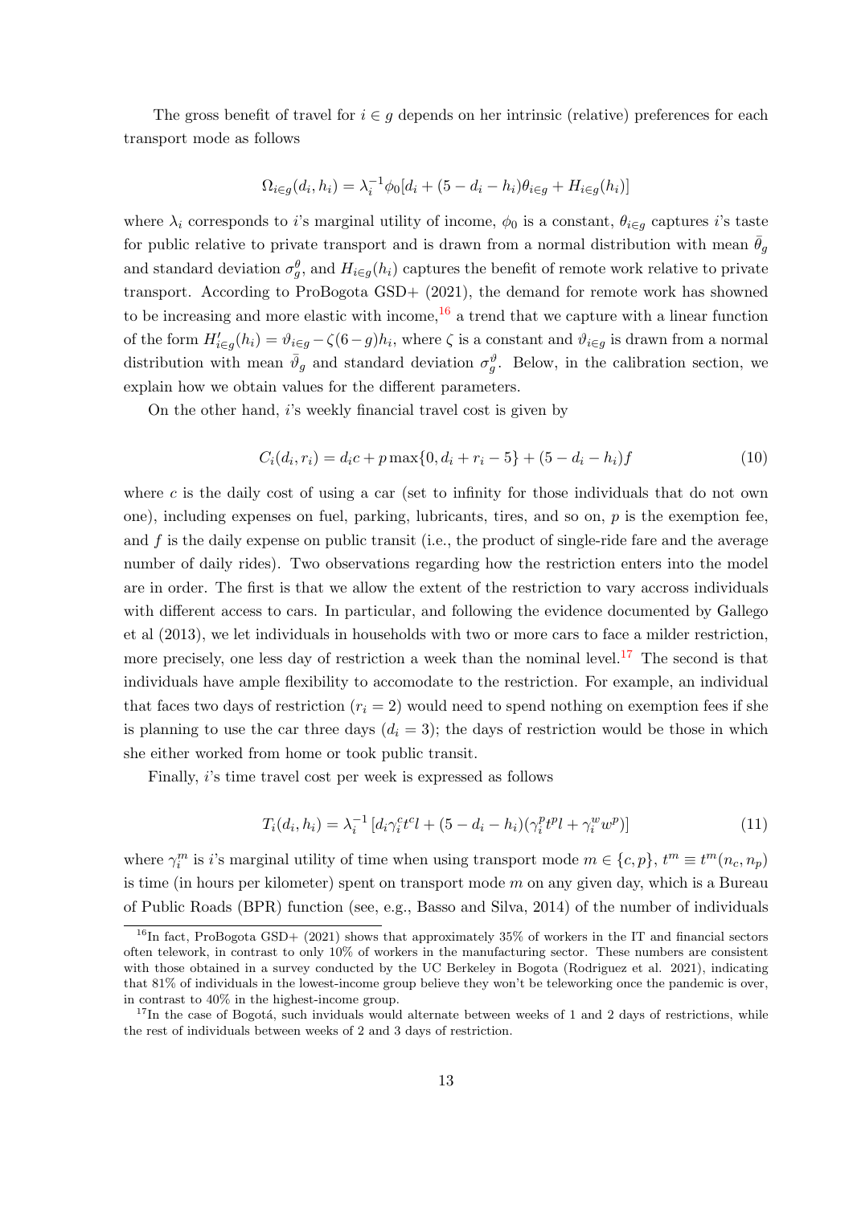The gross benefit of travel for $i \in g$ depends on her intrinsic (relative) preferences for each transport mode as follows

$$\Omega_{i\in g}(d_i, h_i) = \lambda_i^{-1}\phi_0[d_i + (5 - d_i - h_i)\theta_{i\in g} + H_{i\in g}(h_i)]$$

where $\lambda_i$ corresponds to $i$'s marginal utility of income, $\phi_0$ is a constant, $\theta_{i\in g}$ captures $i$'s taste for public relative to private transport and is drawn from a normal distribution with mean $\bar{\theta}_g$ and standard deviation $\sigma_g^{\theta}$, and $H_{i\in g}(h_i)$ captures the benefit of remote work relative to private transport. According to ProBogota GSD+ (2021), the demand for remote work has showned to be increasing and more elastic with income,[16] a trend that we capture with a linear function of the form $H'_{i\in g}(h_i) = \vartheta_{i\in g} - \zeta(6-g)h_i$, where $\zeta$ is a constant and $\vartheta_{i\in g}$ is drawn from a normal distribution with mean $\bar{\vartheta}_g$ and standard deviation $\sigma_g^{\vartheta}$. Below, in the calibration section, we explain how we obtain values for the different parameters.

On the other hand, $i$'s weekly financial travel cost is given by

$$C_i(d_i, r_i) = d_i c + p \max\{0, d_i + r_i - 5\} + (5 - d_i - h_i)f \tag{10}$$

where $c$ is the daily cost of using a car (set to infinity for those individuals that do not own one), including expenses on fuel, parking, lubricants, tires, and so on, $p$ is the exemption fee, and $f$ is the daily expense on public transit (i.e., the product of single-ride fare and the average number of daily rides). Two observations regarding how the restriction enters into the model are in order. The first is that we allow the extent of the restriction to vary accross individuals with different access to cars. In particular, and following the evidence documented by Gallego et al (2013), we let individuals in households with two or more cars to face a milder restriction, more precisely, one less day of restriction a week than the nominal level.[17] The second is that individuals have ample flexibility to accomodate to the restriction. For example, an individual that faces two days of restriction ($r_i = 2$) would need to spend nothing on exemption fees if she is planning to use the car three days ($d_i = 3$); the days of restriction would be those in which she either worked from home or took public transit.

Finally, $i$'s time travel cost per week is expressed as follows

$$T_i(d_i, h_i) = \lambda_i^{-1}\left[d_i \gamma_i^c t^c l + (5 - d_i - h_i)(\gamma_i^p t^p l + \gamma_i^w w^p)\right] \tag{11}$$

where $\gamma_i^m$ is $i$'s marginal utility of time when using transport mode $m \in \{c, p\}$, $t^m \equiv t^m(n_c, n_p)$ is time (in hours per kilometer) spent on transport mode $m$ on any given day, which is a Bureau of Public Roads (BPR) function (see, e.g., Basso and Silva, 2014) of the number of individuals

[16] In fact, ProBogota GSD+ (2021) shows that approximately 35% of workers in the IT and financial sectors often telework, in contrast to only 10% of workers in the manufacturing sector. These numbers are consistent with those obtained in a survey conducted by the UC Berkeley in Bogota (Rodriguez et al. 2021), indicating that 81% of individuals in the lowest-income group believe they won't be teleworking once the pandemic is over, in contrast to 40% in the highest-income group.

[17] In the case of Bogotá, such invividuals would alternate between weeks of 1 and 2 days of restrictions, while the rest of individuals between weeks of 2 and 3 days of restriction.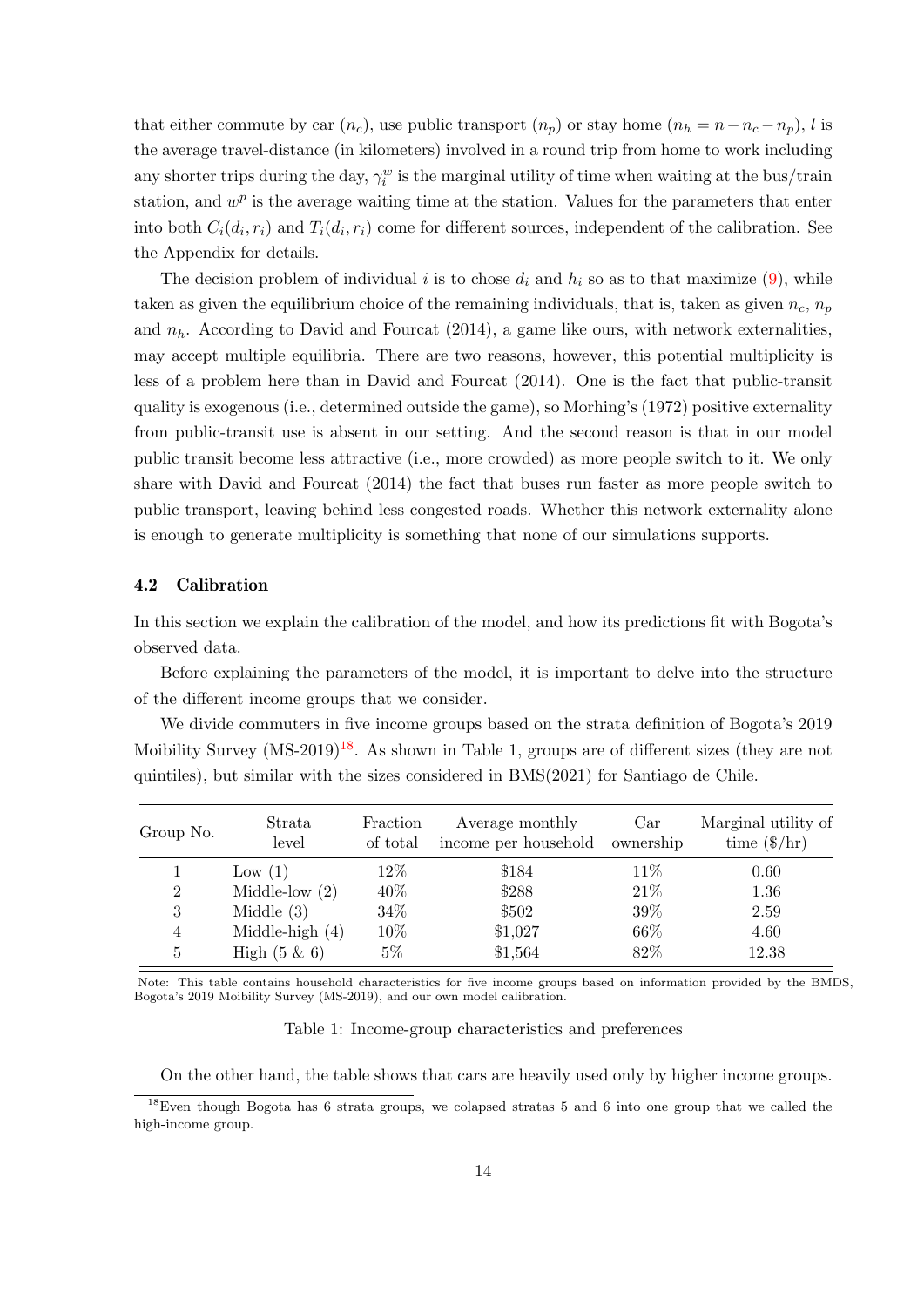that either commute by car ($n_c$), use public transport ($n_p$) or stay home ($n_h = n - n_c - n_p$), $l$ is the average travel-distance (in kilometers) involved in a round trip from home to work including any shorter trips during the day, $\gamma_i^w$ is the marginal utility of time when waiting at the bus/train station, and $w^p$ is the average waiting time at the station. Values for the parameters that enter into both $C_i(d_i, r_i)$ and $T_i(d_i, r_i)$ come for different sources, independent of the calibration. See the Appendix for details.

The decision problem of individual $i$ is to chose $d_i$ and $h_i$ so as to that maximize (9), while taken as given the equilibrium choice of the remaining individuals, that is, taken as given $n_c$, $n_p$ and $n_h$. According to David and Fourcat (2014), a game like ours, with network externalities, may accept multiple equilibria. There are two reasons, however, this potential multiplicity is less of a problem here than in David and Fourcat (2014). One is the fact that public-transit quality is exogenous (i.e., determined outside the game), so Morhing's (1972) positive externality from public-transit use is absent in our setting. And the second reason is that in our model public transit become less attractive (i.e., more crowded) as more people switch to it. We only share with David and Fourcat (2014) the fact that buses run faster as more people switch to public transport, leaving behind less congested roads. Whether this network externality alone is enough to generate multiplicity is something that none of our simulations supports.

### 4.2 Calibration

In this section we explain the calibration of the model, and how its predictions fit with Bogota's observed data.

Before explaining the parameters of the model, it is important to delve into the structure of the different income groups that we consider.

We divide commuters in five income groups based on the strata definition of Bogota's 2019 Moibility Survey (MS-2019)[18]. As shown in Table 1, groups are of different sizes (they are not quintiles), but similar with the sizes considered in BMS(2021) for Santiago de Chile.

| Group No. | Strata level | Fraction of total | Average monthly income per household | Car ownership | Marginal utility of time ($/hr) |
|---|---|---|---|---|---|
| 1 | Low (1) | 12% | $184 | 11% | 0.60 |
| 2 | Middle-low (2) | 40% | $288 | 21% | 1.36 |
| 3 | Middle (3) | 34% | $502 | 39% | 2.59 |
| 4 | Middle-high (4) | 10% | $1,027 | 66% | 4.60 |
| 5 | High (5 & 6) | 5% | $1,564 | 82% | 12.38 |

Note: This table contains household characteristics for five income groups based on information provided by the BMDS, Bogota's 2019 Moibility Survey (MS-2019), and our own model calibration.

Table 1: Income-group characteristics and preferences

On the other hand, the table shows that cars are heavily used only by higher income groups.

[18] Even though Bogota has 6 strata groups, we colapsed stratas 5 and 6 into one group that we called the high-income group.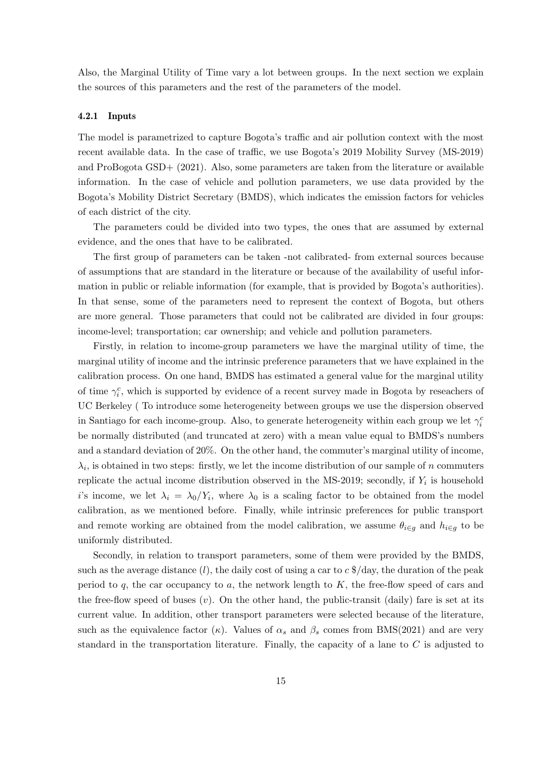Also, the Marginal Utility of Time vary a lot between groups. In the next section we explain the sources of this parameters and the rest of the parameters of the model.

#### 4.2.1 Inputs

The model is parametrized to capture Bogota's traffic and air pollution context with the most recent available data. In the case of traffic, we use Bogota's 2019 Mobility Survey (MS-2019) and ProBogota GSD+ (2021). Also, some parameters are taken from the literature or available information. In the case of vehicle and pollution parameters, we use data provided by the Bogota's Mobility District Secretary (BMDS), which indicates the emission factors for vehicles of each district of the city.

The parameters could be divided into two types, the ones that are assumed by external evidence, and the ones that have to be calibrated.

The first group of parameters can be taken -not calibrated- from external sources because of assumptions that are standard in the literature or because of the availability of useful information in public or reliable information (for example, that is provided by Bogota's authorities). In that sense, some of the parameters need to represent the context of Bogota, but others are more general. Those parameters that could not be calibrated are divided in four groups: income-level; transportation; car ownership; and vehicle and pollution parameters.

Firstly, in relation to income-group parameters we have the marginal utility of time, the marginal utility of income and the intrinsic preference parameters that we have explained in the calibration process. On one hand, BMDS has estimated a general value for the marginal utility of time $\gamma_i^c$, which is supported by evidence of a recent survey made in Bogota by reseachers of UC Berkeley ( To introduce some heterogeneity between groups we use the dispersion observed in Santiago for each income-group. Also, to generate heterogeneity within each group we let $\gamma_i^c$ be normally distributed (and truncated at zero) with a mean value equal to BMDS's numbers and a standard deviation of 20%. On the other hand, the commuter's marginal utility of income, $\lambda_i$, is obtained in two steps: firstly, we let the income distribution of our sample of $n$ commuters replicate the actual income distribution observed in the MS-2019; secondly, if $Y_i$ is household $i$'s income, we let $\lambda_i = \lambda_0/Y_i$, where $\lambda_0$ is a scaling factor to be obtained from the model calibration, as we mentioned before. Finally, while intrinsic preferences for public transport and remote working are obtained from the model calibration, we assume $\theta_{i\in g}$ and $h_{i\in g}$ to be uniformly distributed.

Secondly, in relation to transport parameters, some of them were provided by the BMDS, such as the average distance ($l$), the daily cost of using a car to $c$ \$/day, the duration of the peak period to $q$, the car occupancy to $a$, the network length to $K$, the free-flow speed of cars and the free-flow speed of buses ($v$). On the other hand, the public-transit (daily) fare is set at its current value. In addition, other transport parameters were selected because of the literature, such as the equivalence factor ($\kappa$). Values of $\alpha_s$ and $\beta_s$ comes from BMS(2021) and are very standard in the transportation literature. Finally, the capacity of a lane to $C$ is adjusted to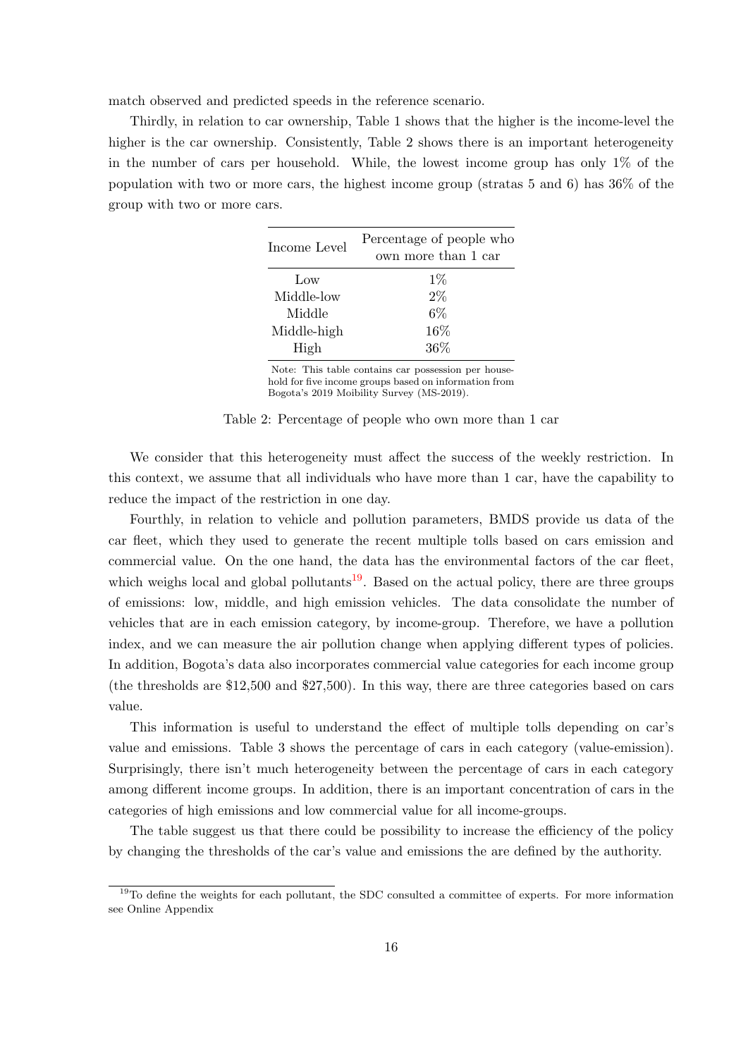match observed and predicted speeds in the reference scenario.

Thirdly, in relation to car ownership, Table 1 shows that the higher is the income-level the higher is the car ownership. Consistently, Table 2 shows there is an important heterogeneity in the number of cars per household. While, the lowest income group has only 1% of the population with two or more cars, the highest income group (stratas 5 and 6) has 36% of the group with two or more cars.

| Income Level | Percentage of people who own more than 1 car |
|---|---|
| Low | 1% |
| Middle-low | 2% |
| Middle | 6% |
| Middle-high | 16% |
| High | 36% |

Note: This table contains car possession per household for five income groups based on information from Bogota's 2019 Moibility Survey (MS-2019).

Table 2: Percentage of people who own more than 1 car

We consider that this heterogeneity must affect the success of the weekly restriction. In this context, we assume that all individuals who have more than 1 car, have the capability to reduce the impact of the restriction in one day.

Fourthly, in relation to vehicle and pollution parameters, BMDS provide us data of the car fleet, which they used to generate the recent multiple tolls based on cars emission and commercial value. On the one hand, the data has the environmental factors of the car fleet, which weighs local and global pollutants[19]. Based on the actual policy, there are three groups of emissions: low, middle, and high emission vehicles. The data consolidate the number of vehicles that are in each emission category, by income-group. Therefore, we have a pollution index, and we can measure the air pollution change when applying different types of policies. In addition, Bogota's data also incorporates commercial value categories for each income group (the thresholds are \$12,500 and \$27,500). In this way, there are three categories based on cars value.

This information is useful to understand the effect of multiple tolls depending on car's value and emissions. Table 3 shows the percentage of cars in each category (value-emission). Surprisingly, there isn't much heterogeneity between the percentage of cars in each category among different income groups. In addition, there is an important concentration of cars in the categories of high emissions and low commercial value for all income-groups.

The table suggest us that there could be possibility to increase the efficiency of the policy by changing the thresholds of the car's value and emissions the are defined by the authority.

[19] To define the weights for each pollutant, the SDC consulted a committee of experts. For more information see Online Appendix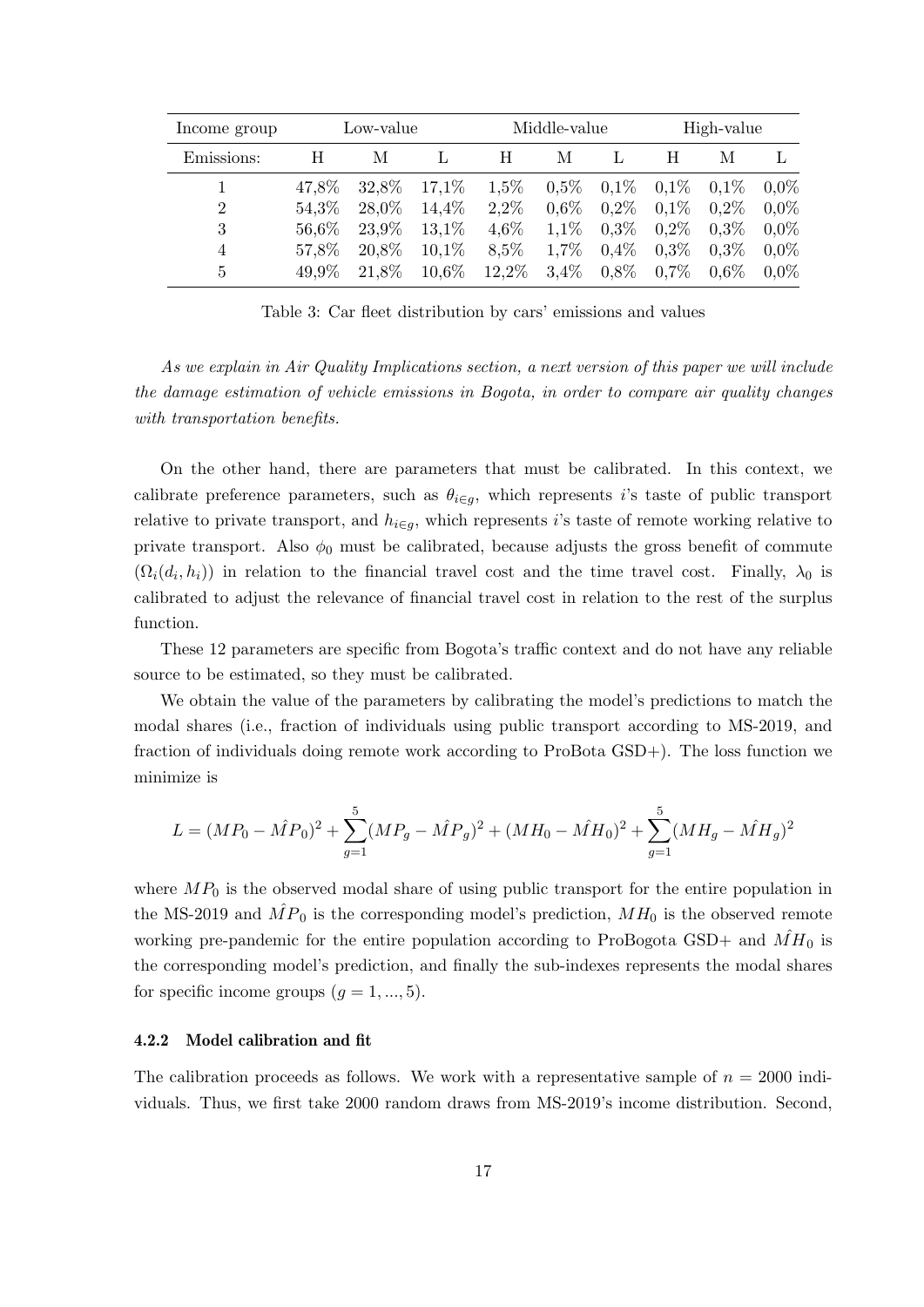| Income group | Low-value | | | Middle-value | | | High-value | | |
|---|---|---|---|---|---|---|---|---|---|
| Emissions: | H | M | L | H | M | L | H | M | L |
| 1 | 47,8% | 32,8% | 17,1% | 1,5% | 0,5% | 0,1% | 0,1% | 0,1% | 0,0% |
| 2 | 54,3% | 28,0% | 14,4% | 2,2% | 0,6% | 0,2% | 0,1% | 0,2% | 0,0% |
| 3 | 56,6% | 23,9% | 13,1% | 4,6% | 1,1% | 0,3% | 0,2% | 0,3% | 0,0% |
| 4 | 57,8% | 20,8% | 10,1% | 8,5% | 1,7% | 0,4% | 0,3% | 0,3% | 0,0% |
| 5 | 49,9% | 21,8% | 10,6% | 12,2% | 3,4% | 0,8% | 0,7% | 0,6% | 0,0% |

Table 3: Car fleet distribution by cars' emissions and values

*As we explain in Air Quality Implications section, a next version of this paper we will include the damage estimation of vehicle emissions in Bogota, in order to compare air quality changes with transportation benefits.*

On the other hand, there are parameters that must be calibrated. In this context, we calibrate preference parameters, such as $\theta_{i\in g}$, which represents $i$'s taste of public transport relative to private transport, and $h_{i\in g}$, which represents $i$'s taste of remote working relative to private transport. Also $\phi_0$ must be calibrated, because adjusts the gross benefit of commute $(\Omega_i(d_i, h_i))$ in relation to the financial travel cost and the time travel cost. Finally, $\lambda_0$ is calibrated to adjust the relevance of financial travel cost in relation to the rest of the surplus function.

These 12 parameters are specific from Bogota's traffic context and do not have any reliable source to be estimated, so they must be calibrated.

We obtain the value of the parameters by calibrating the model's predictions to match the modal shares (i.e., fraction of individuals using public transport according to MS-2019, and fraction of individuals doing remote work according to ProBota GSD+). The loss function we minimize is

$$L = (MP_0 - \hat{MP}_0)^2 + \sum_{g=1}^{5}(MP_g - \hat{MP}_g)^2 + (MH_0 - \hat{MH}_0)^2 + \sum_{g=1}^{5}(MH_g - \hat{MH}_g)^2$$

where $MP_0$ is the observed modal share of using public transport for the entire population in the MS-2019 and $\hat{MP}_0$ is the corresponding model's prediction, $MH_0$ is the observed remote working pre-pandemic for the entire population according to ProBogota GSD+ and $\hat{MH}_0$ is the corresponding model's prediction, and finally the sub-indexes represents the modal shares for specific income groups $(g = 1, ..., 5)$.

#### 4.2.2 Model calibration and fit

The calibration proceeds as follows. We work with a representative sample of $n = 2000$ individuals. Thus, we first take 2000 random draws from MS-2019's income distribution. Second,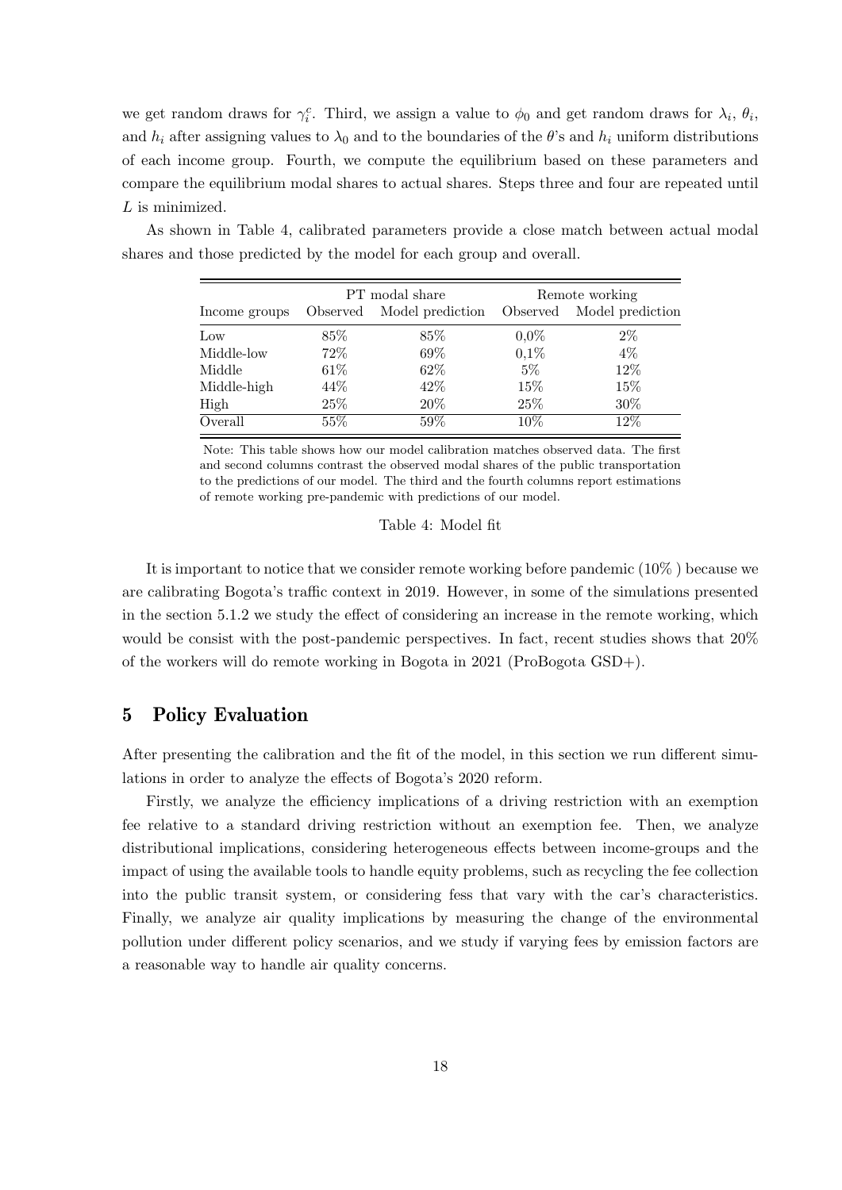we get random draws for $\gamma_i^c$. Third, we assign a value to $\phi_0$ and get random draws for $\lambda_i$, $\theta_i$, and $h_i$ after assigning values to $\lambda_0$ and to the boundaries of the $\theta$'s and $h_i$ uniform distributions of each income group. Fourth, we compute the equilibrium based on these parameters and compare the equilibrium modal shares to actual shares. Steps three and four are repeated until $L$ is minimized.

As shown in Table 4, calibrated parameters provide a close match between actual modal shares and those predicted by the model for each group and overall.

| | PT modal share | | Remote working | |
|---|---|---|---|---|
| Income groups | Observed | Model prediction | Observed | Model prediction |
| Low | 85% | 85% | 0,0% | 2% |
| Middle-low | 72% | 69% | 0,1% | 4% |
| Middle | 61% | 62% | 5% | 12% |
| Middle-high | 44% | 42% | 15% | 15% |
| High | 25% | 20% | 25% | 30% |
| Overall | 55% | 59% | 10% | 12% |

Note: This table shows how our model calibration matches observed data. The first and second columns contrast the observed modal shares of the public transportation to the predictions of our model. The third and the fourth columns report estimations of remote working pre-pandemic with predictions of our model.

Table 4: Model fit

It is important to notice that we consider remote working before pandemic (10% ) because we are calibrating Bogota's traffic context in 2019. However, in some of the simulations presented in the section 5.1.2 we study the effect of considering an increase in the remote working, which would be consist with the post-pandemic perspectives. In fact, recent studies shows that 20% of the workers will do remote working in Bogota in 2021 (ProBogota GSD+).

# 5 Policy Evaluation

After presenting the calibration and the fit of the model, in this section we run different simulations in order to analyze the effects of Bogota's 2020 reform.

Firstly, we analyze the efficiency implications of a driving restriction with an exemption fee relative to a standard driving restriction without an exemption fee. Then, we analyze distributional implications, considering heterogeneous effects between income-groups and the impact of using the available tools to handle equity problems, such as recycling the fee collection into the public transit system, or considering fess that vary with the car's characteristics. Finally, we analyze air quality implications by measuring the change of the environmental pollution under different policy scenarios, and we study if varying fees by emission factors are a reasonable way to handle air quality concerns.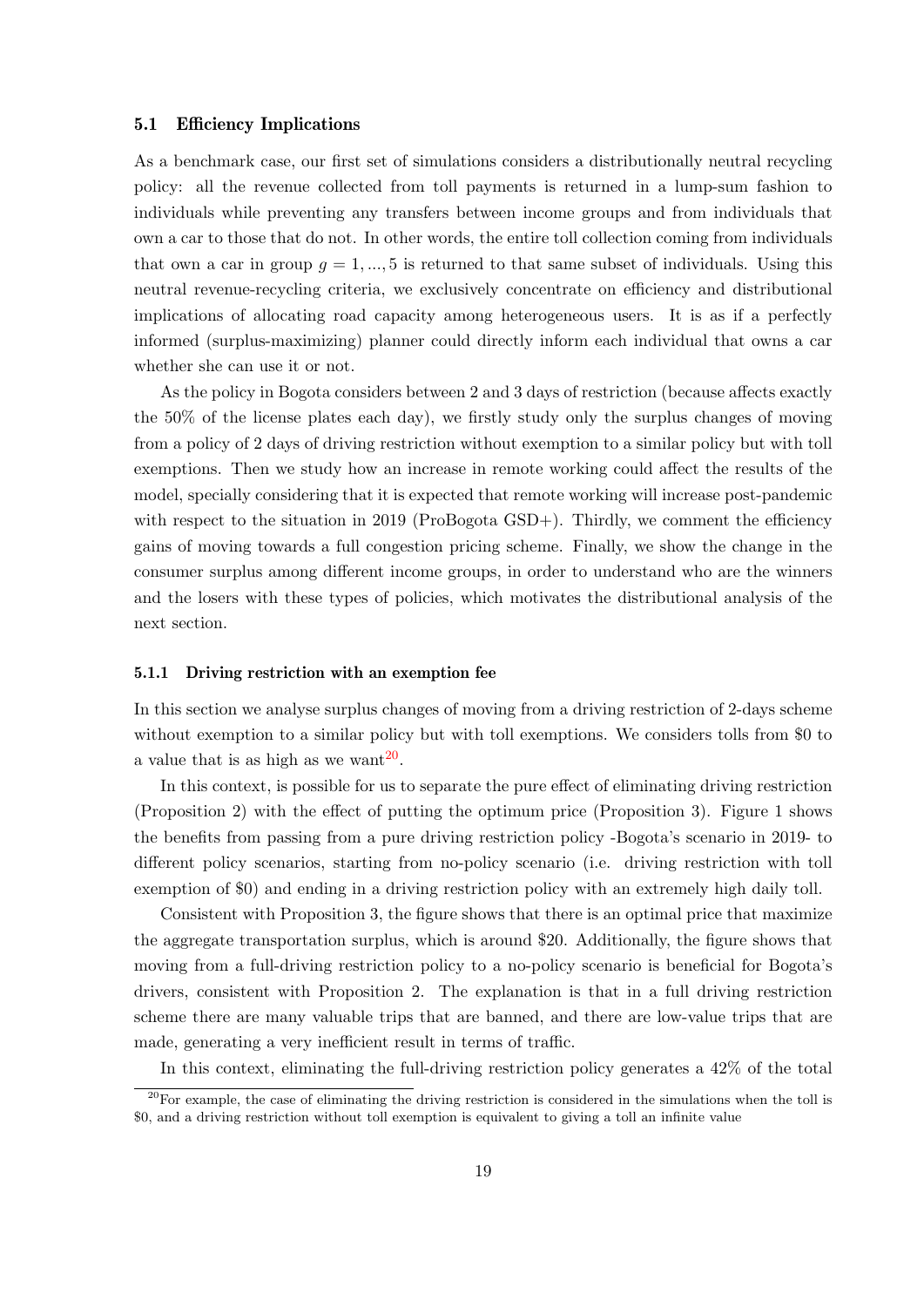### 5.1 Efficiency Implications

As a benchmark case, our first set of simulations considers a distributionally neutral recycling policy: all the revenue collected from toll payments is returned in a lump-sum fashion to individuals while preventing any transfers between income groups and from individuals that own a car to those that do not. In other words, the entire toll collection coming from individuals that own a car in group $g = 1, ..., 5$ is returned to that same subset of individuals. Using this neutral revenue-recycling criteria, we exclusively concentrate on efficiency and distributional implications of allocating road capacity among heterogeneous users. It is as if a perfectly informed (surplus-maximizing) planner could directly inform each individual that owns a car whether she can use it or not.

As the policy in Bogota considers between 2 and 3 days of restriction (because affects exactly the 50% of the license plates each day), we firstly study only the surplus changes of moving from a policy of 2 days of driving restriction without exemption to a similar policy but with toll exemptions. Then we study how an increase in remote working could affect the results of the model, specially considering that it is expected that remote working will increase post-pandemic with respect to the situation in 2019 (ProBogota GSD+). Thirdly, we comment the efficiency gains of moving towards a full congestion pricing scheme. Finally, we show the change in the consumer surplus among different income groups, in order to understand who are the winners and the losers with these types of policies, which motivates the distributional analysis of the next section.

#### 5.1.1 Driving restriction with an exemption fee

In this section we analyse surplus changes of moving from a driving restriction of 2-days scheme without exemption to a similar policy but with toll exemptions. We considers tolls from \$0 to a value that is as high as we want[20].

In this context, is possible for us to separate the pure effect of eliminating driving restriction (Proposition 2) with the effect of putting the optimum price (Proposition 3). Figure 1 shows the benefits from passing from a pure driving restriction policy -Bogota's scenario in 2019- to different policy scenarios, starting from no-policy scenario (i.e. driving restriction with toll exemption of \$0) and ending in a driving restriction policy with an extremely high daily toll.

Consistent with Proposition 3, the figure shows that there is an optimal price that maximize the aggregate transportation surplus, which is around \$20. Additionally, the figure shows that moving from a full-driving restriction policy to a no-policy scenario is beneficial for Bogota's drivers, consistent with Proposition 2. The explanation is that in a full driving restriction scheme there are many valuable trips that are banned, and there are low-value trips that are made, generating a very inefficient result in terms of traffic.

In this context, eliminating the full-driving restriction policy generates a 42% of the total

[20] For example, the case of eliminating the driving restriction is considered in the simulations when the toll is \$0, and a driving restriction without toll exemption is equivalent to giving a toll an infinite value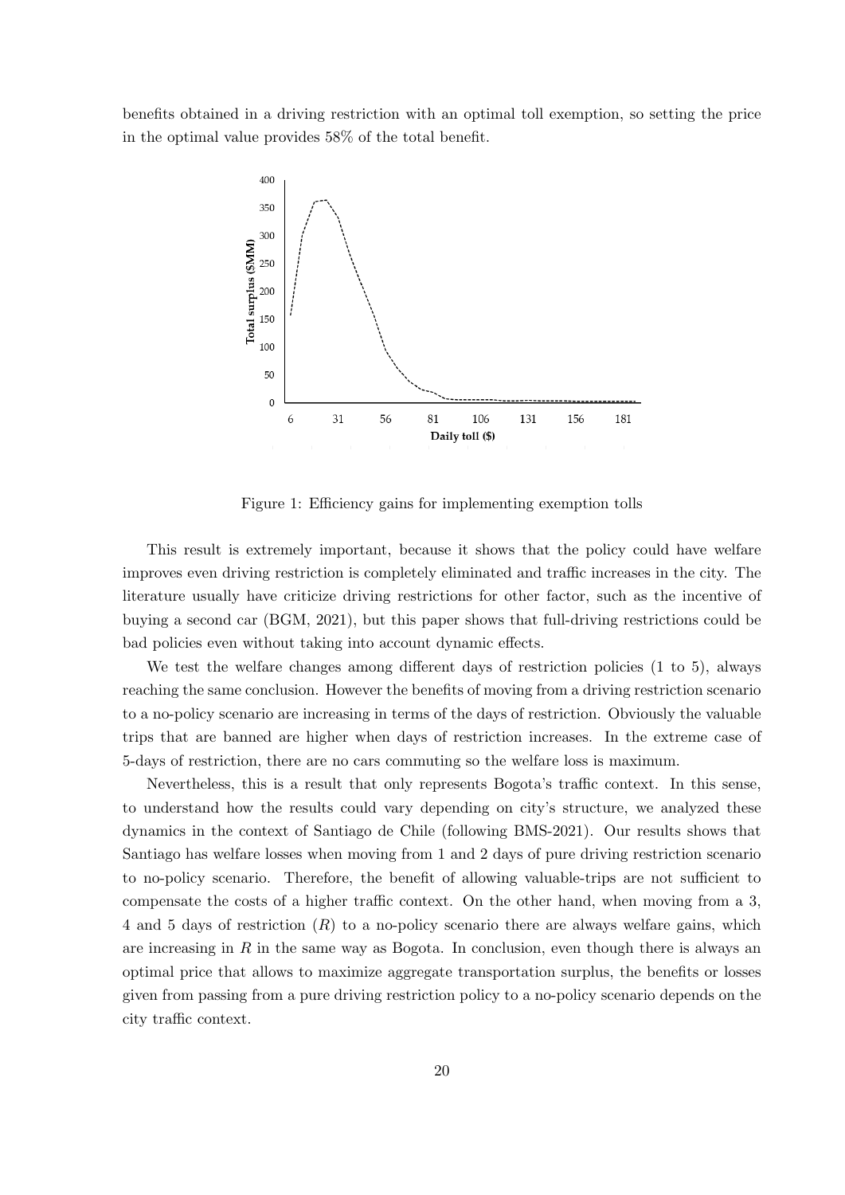benefits obtained in a driving restriction with an optimal toll exemption, so setting the price in the optimal value provides 58% of the total benefit.

Figure 1: Efficiency gains for implementing exemption tolls

This result is extremely important, because it shows that the policy could have welfare improves even driving restriction is completely eliminated and traffic increases in the city. The literature usually have criticize driving restrictions for other factor, such as the incentive of buying a second car (BGM, 2021), but this paper shows that full-driving restrictions could be bad policies even without taking into account dynamic effects.

We test the welfare changes among different days of restriction policies (1 to 5), always reaching the same conclusion. However the benefits of moving from a driving restriction scenario to a no-policy scenario are increasing in terms of the days of restriction. Obviously the valuable trips that are banned are higher when days of restriction increases. In the extreme case of 5-days of restriction, there are no cars commuting so the welfare loss is maximum.

Nevertheless, this is a result that only represents Bogota's traffic context. In this sense, to understand how the results could vary depending on city's structure, we analyzed these dynamics in the context of Santiago de Chile (following BMS-2021). Our results shows that Santiago has welfare losses when moving from 1 and 2 days of pure driving restriction scenario to no-policy scenario. Therefore, the benefit of allowing valuable-trips are not sufficient to compensate the costs of a higher traffic context. On the other hand, when moving from a 3, 4 and 5 days of restriction ($R$) to a no-policy scenario there are always welfare gains, which are increasing in $R$ in the same way as Bogota. In conclusion, even though there is always an optimal price that allows to maximize aggregate transportation surplus, the benefits or losses given from passing from a pure driving restriction policy to a no-policy scenario depends on the city traffic context.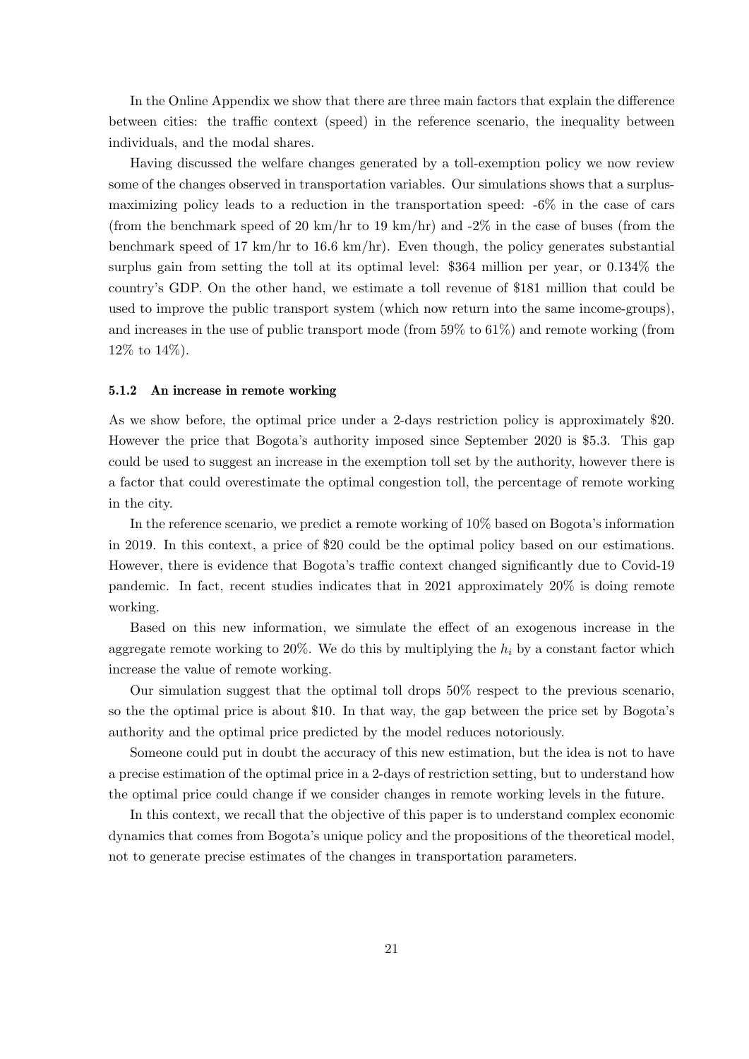In the Online Appendix we show that there are three main factors that explain the difference between cities: the traffic context (speed) in the reference scenario, the inequality between individuals, and the modal shares.

Having discussed the welfare changes generated by a toll-exemption policy we now review some of the changes observed in transportation variables. Our simulations shows that a surplus-maximizing policy leads to a reduction in the transportation speed: -6% in the case of cars (from the benchmark speed of 20 km/hr to 19 km/hr) and -2% in the case of buses (from the benchmark speed of 17 km/hr to 16.6 km/hr). Even though, the policy generates substantial surplus gain from setting the toll at its optimal level: $364 million per year, or 0.134% the country's GDP. On the other hand, we estimate a toll revenue of $181 million that could be used to improve the public transport system (which now return into the same income-groups), and increases in the use of public transport mode (from 59% to 61%) and remote working (from 12% to 14%).

### 5.1.2 An increase in remote working

As we show before, the optimal price under a 2-days restriction policy is approximately $20. However the price that Bogota's authority imposed since September 2020 is $5.3. This gap could be used to suggest an increase in the exemption toll set by the authority, however there is a factor that could overestimate the optimal congestion toll, the percentage of remote working in the city.

In the reference scenario, we predict a remote working of 10% based on Bogota's information in 2019. In this context, a price of $20 could be the optimal policy based on our estimations. However, there is evidence that Bogota's traffic context changed significantly due to Covid-19 pandemic. In fact, recent studies indicates that in 2021 approximately 20% is doing remote working.

Based on this new information, we simulate the effect of an exogenous increase in the aggregate remote working to 20%. We do this by multiplying the $h_i$ by a constant factor which increase the value of remote working.

Our simulation suggest that the optimal toll drops 50% respect to the previous scenario, so the the optimal price is about $10. In that way, the gap between the price set by Bogota's authority and the optimal price predicted by the model reduces notoriously.

Someone could put in doubt the accuracy of this new estimation, but the idea is not to have a precise estimation of the optimal price in a 2-days of restriction setting, but to understand how the optimal price could change if we consider changes in remote working levels in the future.

In this context, we recall that the objective of this paper is to understand complex economic dynamics that comes from Bogota's unique policy and the propositions of the theoretical model, not to generate precise estimates of the changes in transportation parameters.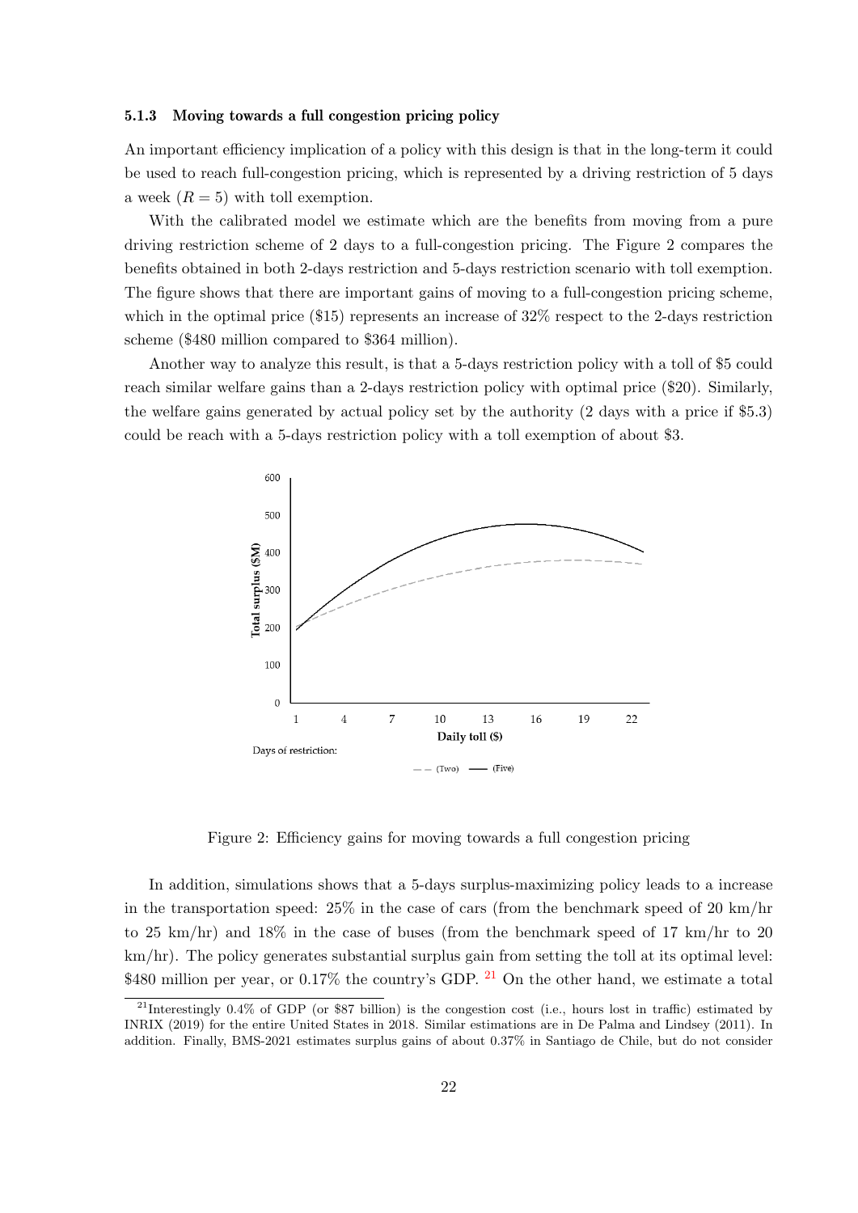#### 5.1.3 Moving towards a full congestion pricing policy

An important efficiency implication of a policy with this design is that in the long-term it could be used to reach full-congestion pricing, which is represented by a driving restriction of 5 days a week ($R = 5$) with toll exemption.

With the calibrated model we estimate which are the benefits from moving from a pure driving restriction scheme of 2 days to a full-congestion pricing. The Figure 2 compares the benefits obtained in both 2-days restriction and 5-days restriction scenario with toll exemption. The figure shows that there are important gains of moving to a full-congestion pricing scheme, which in the optimal price ($15) represents an increase of 32% respect to the 2-days restriction scheme ($480 million compared to $364 million).

Another way to analyze this result, is that a 5-days restriction policy with a toll of $5 could reach similar welfare gains than a 2-days restriction policy with optimal price ($20). Similarly, the welfare gains generated by actual policy set by the authority (2 days with a price if $5.3) could be reach with a 5-days restriction policy with a toll exemption of about $3.

Figure 2: Efficiency gains for moving towards a full congestion pricing

In addition, simulations shows that a 5-days surplus-maximizing policy leads to a increase in the transportation speed: 25% in the case of cars (from the benchmark speed of 20 km/hr to 25 km/hr) and 18% in the case of buses (from the benchmark speed of 17 km/hr to 20 km/hr). The policy generates substantial surplus gain from setting the toll at its optimal level: $480 million per year, or 0.17% the country's GDP. [21] On the other hand, we estimate a total

[21] Interestingly 0.4% of GDP (or $87 billion) is the congestion cost (i.e., hours lost in traffic) estimated by INRIX (2019) for the entire United States in 2018. Similar estimations are in De Palma and Lindsey (2011). In addition. Finally, BMS-2021 estimates surplus gains of about 0.37% in Santiago de Chile, but do not consider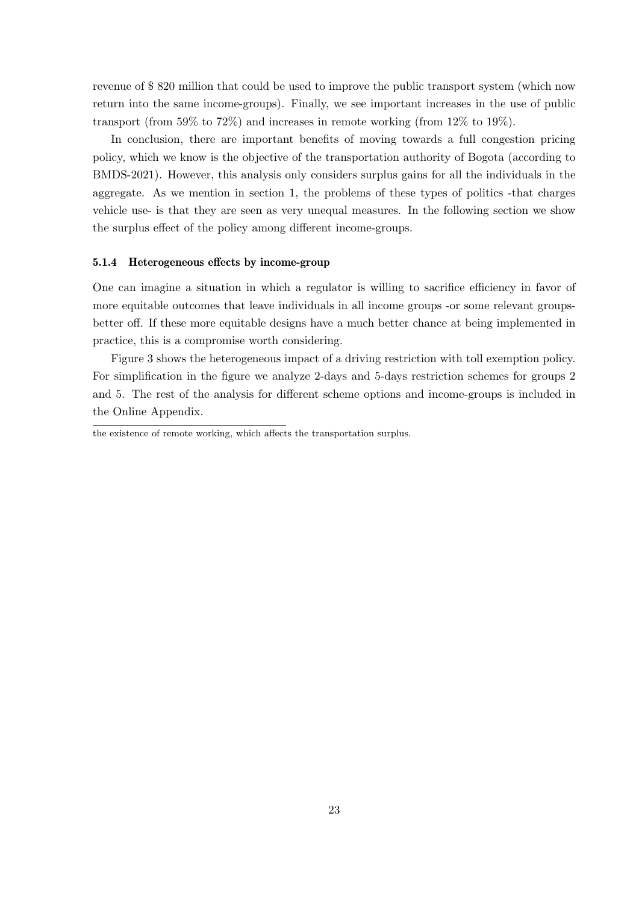revenue of $ 820 million that could be used to improve the public transport system (which now return into the same income-groups). Finally, we see important increases in the use of public transport (from 59% to 72%) and increases in remote working (from 12% to 19%).

In conclusion, there are important benefits of moving towards a full congestion pricing policy, which we know is the objective of the transportation authority of Bogota (according to BMDS-2021). However, this analysis only considers surplus gains for all the individuals in the aggregate. As we mention in section 1, the problems of these types of politics -that charges vehicle use- is that they are seen as very unequal measures. In the following section we show the surplus effect of the policy among different income-groups.

#### 5.1.4 Heterogeneous effects by income-group

One can imagine a situation in which a regulator is willing to sacrifice efficiency in favor of more equitable outcomes that leave individuals in all income groups -or some relevant groups- better off. If these more equitable designs have a much better chance at being implemented in practice, this is a compromise worth considering.

Figure 3 shows the heterogeneous impact of a driving restriction with toll exemption policy. For simplification in the figure we analyze 2-days and 5-days restriction schemes for groups 2 and 5. The rest of the analysis for different scheme options and income-groups is included in the Online Appendix.

---

the existence of remote working, which affects the transportation surplus.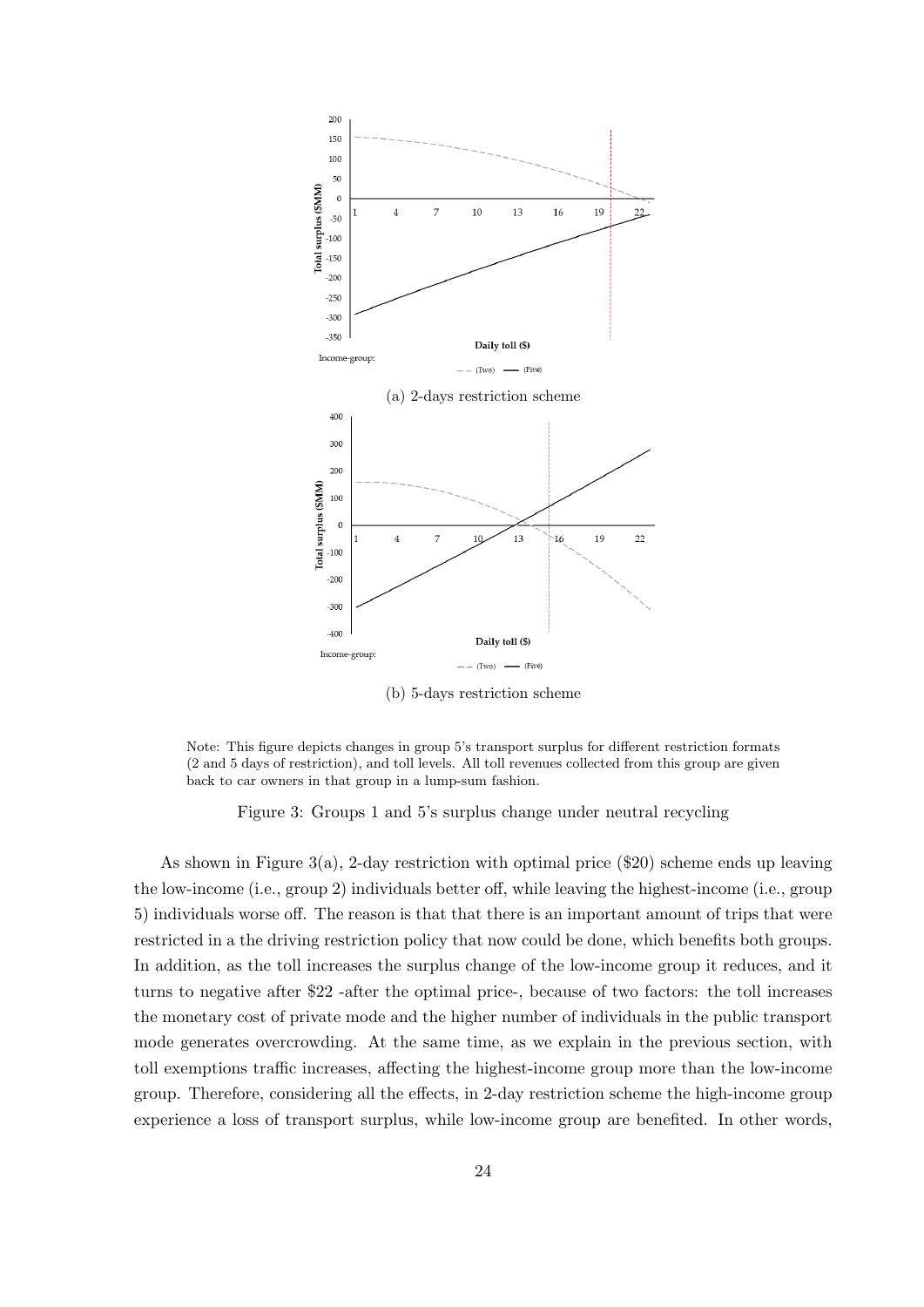(a) 2-days restriction scheme

(b) 5-days restriction scheme

Note: This figure depicts changes in group 5's transport surplus for different restriction formats (2 and 5 days of restriction), and toll levels. All toll revenues collected from this group are given back to car owners in that group in a lump-sum fashion.

Figure 3: Groups 1 and 5's surplus change under neutral recycling

As shown in Figure 3(a), 2-day restriction with optimal price ($20) scheme ends up leaving the low-income (i.e., group 2) individuals better off, while leaving the highest-income (i.e., group 5) individuals worse off. The reason is that that there is an important amount of trips that were restricted in a the driving restriction policy that now could be done, which benefits both groups. In addition, as the toll increases the surplus change of the low-income group it reduces, and it turns to negative after $22 -after the optimal price-, because of two factors: the toll increases the monetary cost of private mode and the higher number of individuals in the public transport mode generates overcrowding. At the same time, as we explain in the previous section, with toll exemptions traffic increases, affecting the highest-income group more than the low-income group. Therefore, considering all the effects, in 2-day restriction scheme the high-income group experience a loss of transport surplus, while low-income group are benefited. In other words,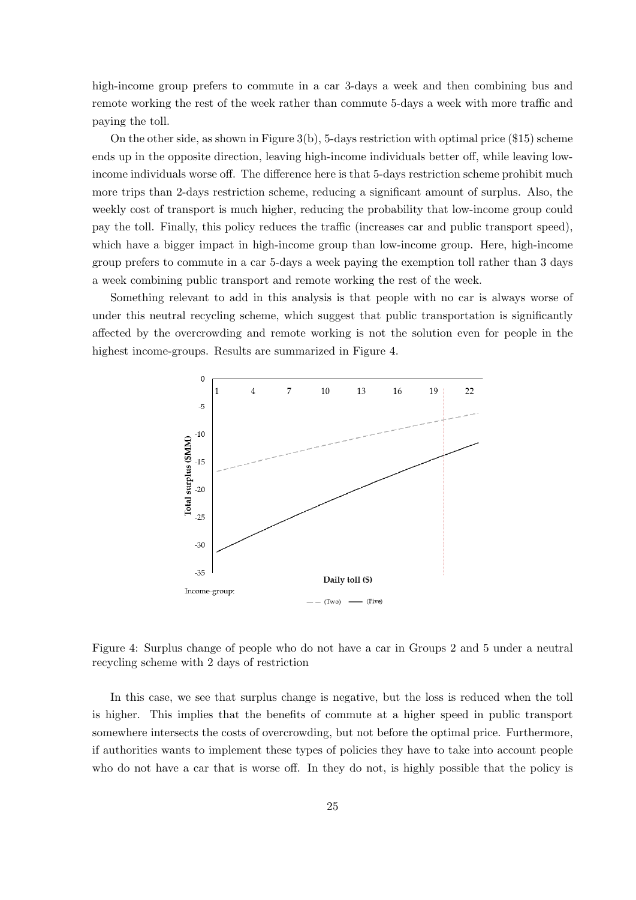high-income group prefers to commute in a car 3-days a week and then combining bus and remote working the rest of the week rather than commute 5-days a week with more traffic and paying the toll.

On the other side, as shown in Figure 3(b), 5-days restriction with optimal price ($15) scheme ends up in the opposite direction, leaving high-income individuals better off, while leaving low-income individuals worse off. The difference here is that 5-days restriction scheme prohibit much more trips than 2-days restriction scheme, reducing a significant amount of surplus. Also, the weekly cost of transport is much higher, reducing the probability that low-income group could pay the toll. Finally, this policy reduces the traffic (increases car and public transport speed), which have a bigger impact in high-income group than low-income group. Here, high-income group prefers to commute in a car 5-days a week paying the exemption toll rather than 3 days a week combining public transport and remote working the rest of the week.

Something relevant to add in this analysis is that people with no car is always worse of under this neutral recycling scheme, which suggest that public transportation is significantly affected by the overcrowding and remote working is not the solution even for people in the highest income-groups. Results are summarized in Figure 4.

Figure 4: Surplus change of people who do not have a car in Groups 2 and 5 under a neutral recycling scheme with 2 days of restriction

In this case, we see that surplus change is negative, but the loss is reduced when the toll is higher. This implies that the benefits of commute at a higher speed in public transport somewhere intersects the costs of overcrowding, but not before the optimal price. Furthermore, if authorities wants to implement these types of policies they have to take into account people who do not have a car that is worse off. In they do not, is highly possible that the policy is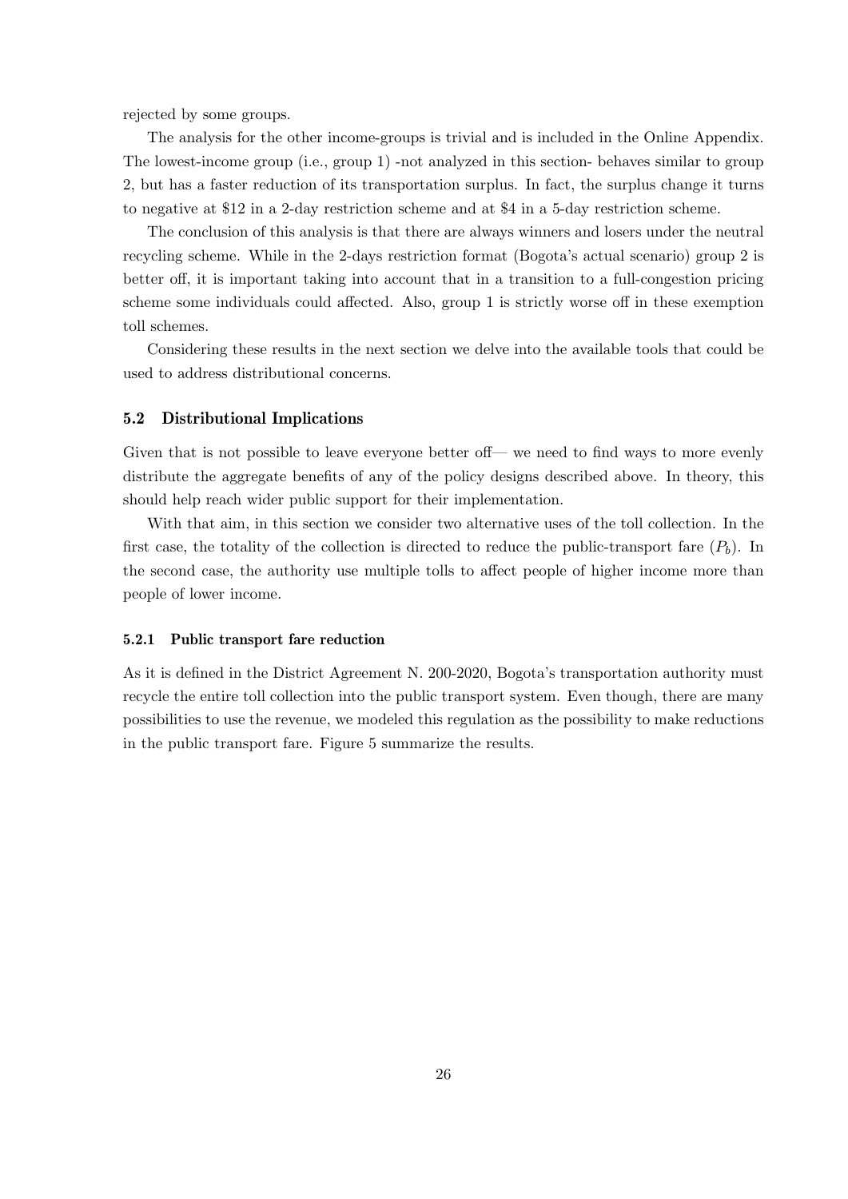rejected by some groups.

The analysis for the other income-groups is trivial and is included in the Online Appendix. The lowest-income group (i.e., group 1) -not analyzed in this section- behaves similar to group 2, but has a faster reduction of its transportation surplus. In fact, the surplus change it turns to negative at \$12 in a 2-day restriction scheme and at \$4 in a 5-day restriction scheme.

The conclusion of this analysis is that there are always winners and losers under the neutral recycling scheme. While in the 2-days restriction format (Bogota's actual scenario) group 2 is better off, it is important taking into account that in a transition to a full-congestion pricing scheme some individuals could affected. Also, group 1 is strictly worse off in these exemption toll schemes.

Considering these results in the next section we delve into the available tools that could be used to address distributional concerns.

### 5.2 Distributional Implications

Given that is not possible to leave everyone better off— we need to find ways to more evenly distribute the aggregate benefits of any of the policy designs described above. In theory, this should help reach wider public support for their implementation.

With that aim, in this section we consider two alternative uses of the toll collection. In the first case, the totality of the collection is directed to reduce the public-transport fare ($P_b$). In the second case, the authority use multiple tolls to affect people of higher income more than people of lower income.

#### 5.2.1 Public transport fare reduction

As it is defined in the District Agreement N. 200-2020, Bogota's transportation authority must recycle the entire toll collection into the public transport system. Even though, there are many possibilities to use the revenue, we modeled this regulation as the possibility to make reductions in the public transport fare. Figure 5 summarize the results.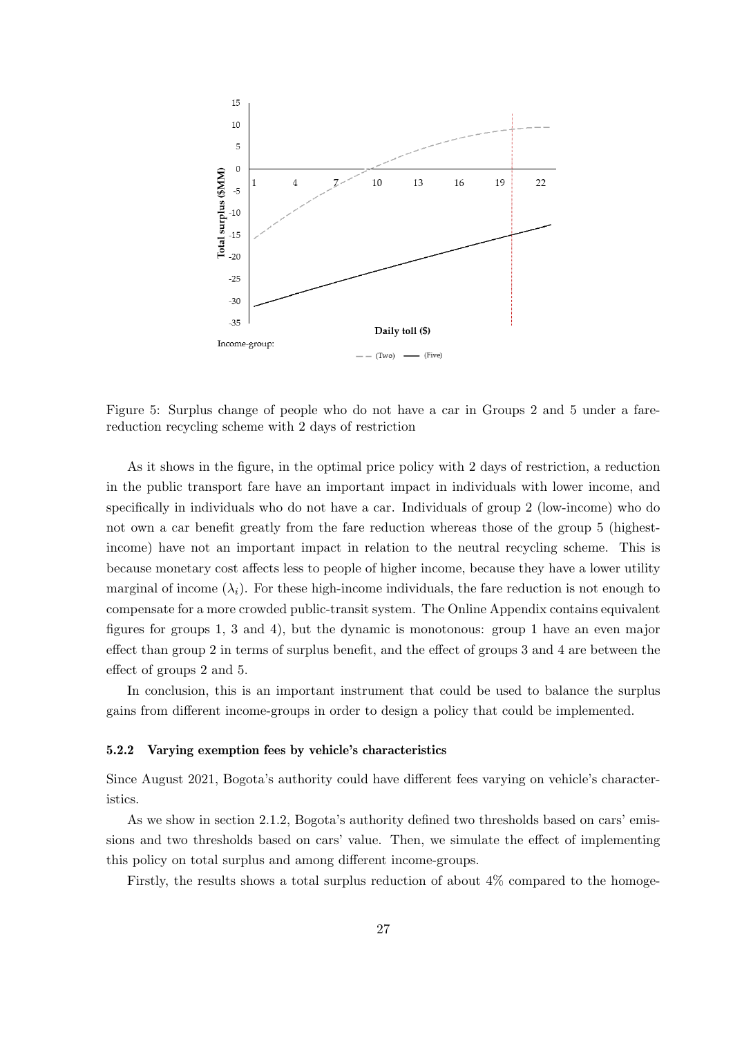Figure 5: Surplus change of people who do not have a car in Groups 2 and 5 under a fare-reduction recycling scheme with 2 days of restriction

As it shows in the figure, in the optimal price policy with 2 days of restriction, a reduction in the public transport fare have an important impact in individuals with lower income, and specifically in individuals who do not have a car. Individuals of group 2 (low-income) who do not own a car benefit greatly from the fare reduction whereas those of the group 5 (highest-income) have not an important impact in relation to the neutral recycling scheme. This is because monetary cost affects less to people of higher income, because they have a lower utility marginal of income ($\lambda_i$). For these high-income individuals, the fare reduction is not enough to compensate for a more crowded public-transit system. The Online Appendix contains equivalent figures for groups 1, 3 and 4), but the dynamic is monotonous: group 1 have an even major effect than group 2 in terms of surplus benefit, and the effect of groups 3 and 4 are between the effect of groups 2 and 5.

In conclusion, this is an important instrument that could be used to balance the surplus gains from different income-groups in order to design a policy that could be implemented.

#### 5.2.2 Varying exemption fees by vehicle's characteristics

Since August 2021, Bogota's authority could have different fees varying on vehicle's characteristics.

As we show in section 2.1.2, Bogota's authority defined two thresholds based on cars' emissions and two thresholds based on cars' value. Then, we simulate the effect of implementing this policy on total surplus and among different income-groups.

Firstly, the results shows a total surplus reduction of about 4% compared to the homoge-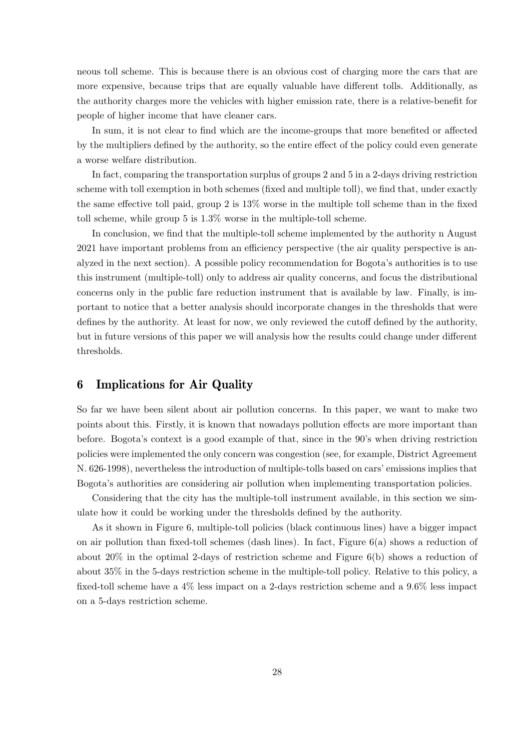neous toll scheme. This is because there is an obvious cost of charging more the cars that are more expensive, because trips that are equally valuable have different tolls. Additionally, as the authority charges more the vehicles with higher emission rate, there is a relative-benefit for people of higher income that have cleaner cars.

In sum, it is not clear to find which are the income-groups that more benefited or affected by the multipliers defined by the authority, so the entire effect of the policy could even generate a worse welfare distribution.

In fact, comparing the transportation surplus of groups 2 and 5 in a 2-days driving restriction scheme with toll exemption in both schemes (fixed and multiple toll), we find that, under exactly the same effective toll paid, group 2 is 13% worse in the multiple toll scheme than in the fixed toll scheme, while group 5 is 1.3% worse in the multiple-toll scheme.

In conclusion, we find that the multiple-toll scheme implemented by the authority n August 2021 have important problems from an efficiency perspective (the air quality perspective is analyzed in the next section). A possible policy recommendation for Bogota's authorities is to use this instrument (multiple-toll) only to address air quality concerns, and focus the distributional concerns only in the public fare reduction instrument that is available by law. Finally, is important to notice that a better analysis should incorporate changes in the thresholds that were defines by the authority. At least for now, we only reviewed the cutoff defined by the authority, but in future versions of this paper we will analysis how the results could change under different thresholds.

## 6 Implications for Air Quality

So far we have been silent about air pollution concerns. In this paper, we want to make two points about this. Firstly, it is known that nowadays pollution effects are more important than before. Bogota's context is a good example of that, since in the 90's when driving restriction policies were implemented the only concern was congestion (see, for example, District Agreement N. 626-1998), nevertheless the introduction of multiple-tolls based on cars' emissions implies that Bogota's authorities are considering air pollution when implementing transportation policies.

Considering that the city has the multiple-toll instrument available, in this section we simulate how it could be working under the thresholds defined by the authority.

As it shown in Figure 6, multiple-toll policies (black continuous lines) have a bigger impact on air pollution than fixed-toll schemes (dash lines). In fact, Figure 6(a) shows a reduction of about 20% in the optimal 2-days of restriction scheme and Figure 6(b) shows a reduction of about 35% in the 5-days restriction scheme in the multiple-toll policy. Relative to this policy, a fixed-toll scheme have a 4% less impact on a 2-days restriction scheme and a 9.6% less impact on a 5-days restriction scheme.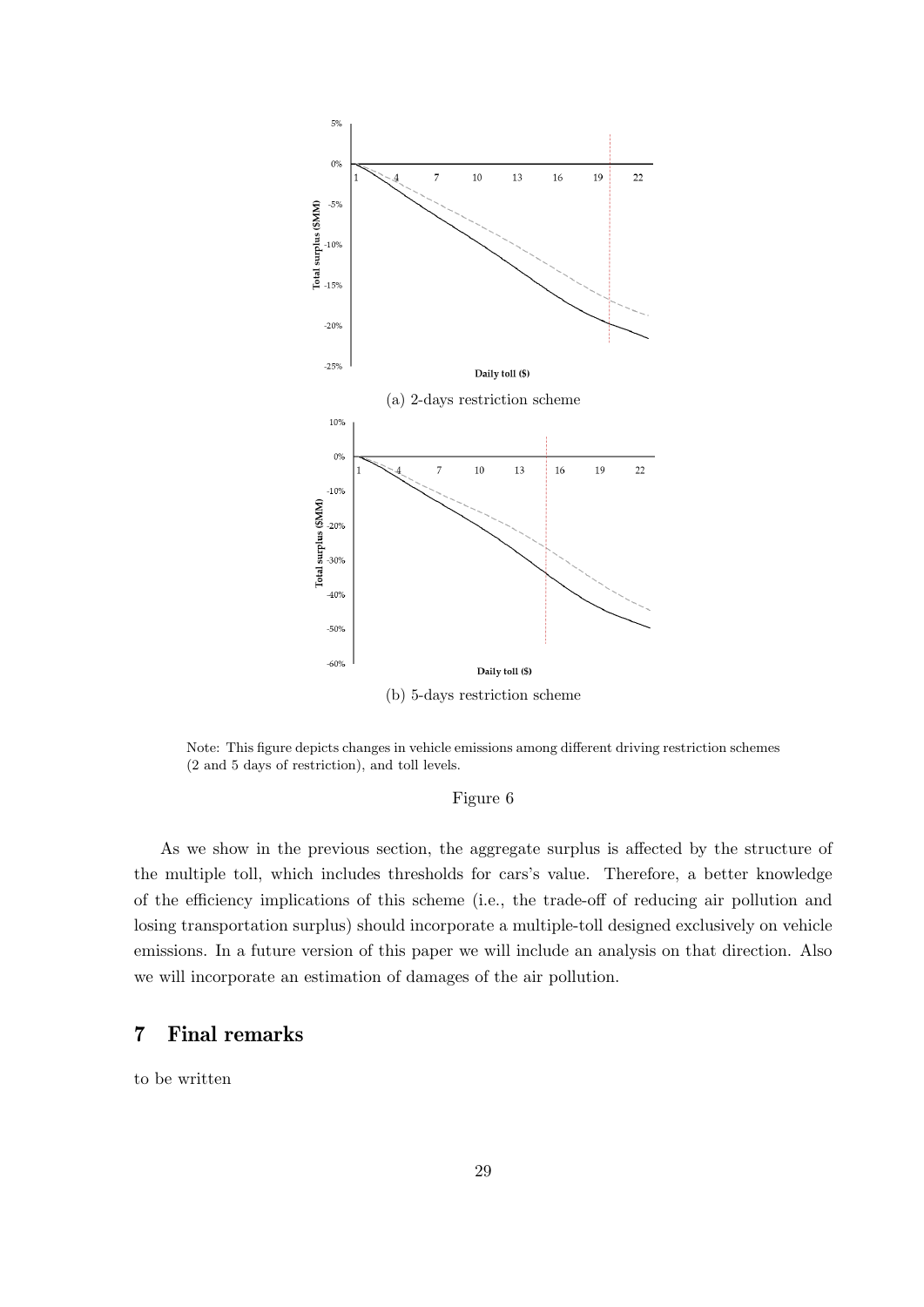(a) 2-days restriction scheme

(b) 5-days restriction scheme

Note: This figure depicts changes in vehicle emissions among different driving restriction schemes (2 and 5 days of restriction), and toll levels.

Figure 6

As we show in the previous section, the aggregate surplus is affected by the structure of the multiple toll, which includes thresholds for cars's value. Therefore, a better knowledge of the efficiency implications of this scheme (i.e., the trade-off of reducing air pollution and losing transportation surplus) should incorporate a multiple-toll designed exclusively on vehicle emissions. In a future version of this paper we will include an analysis on that direction. Also we will incorporate an estimation of damages of the air pollution.

## 7 Final remarks

to be written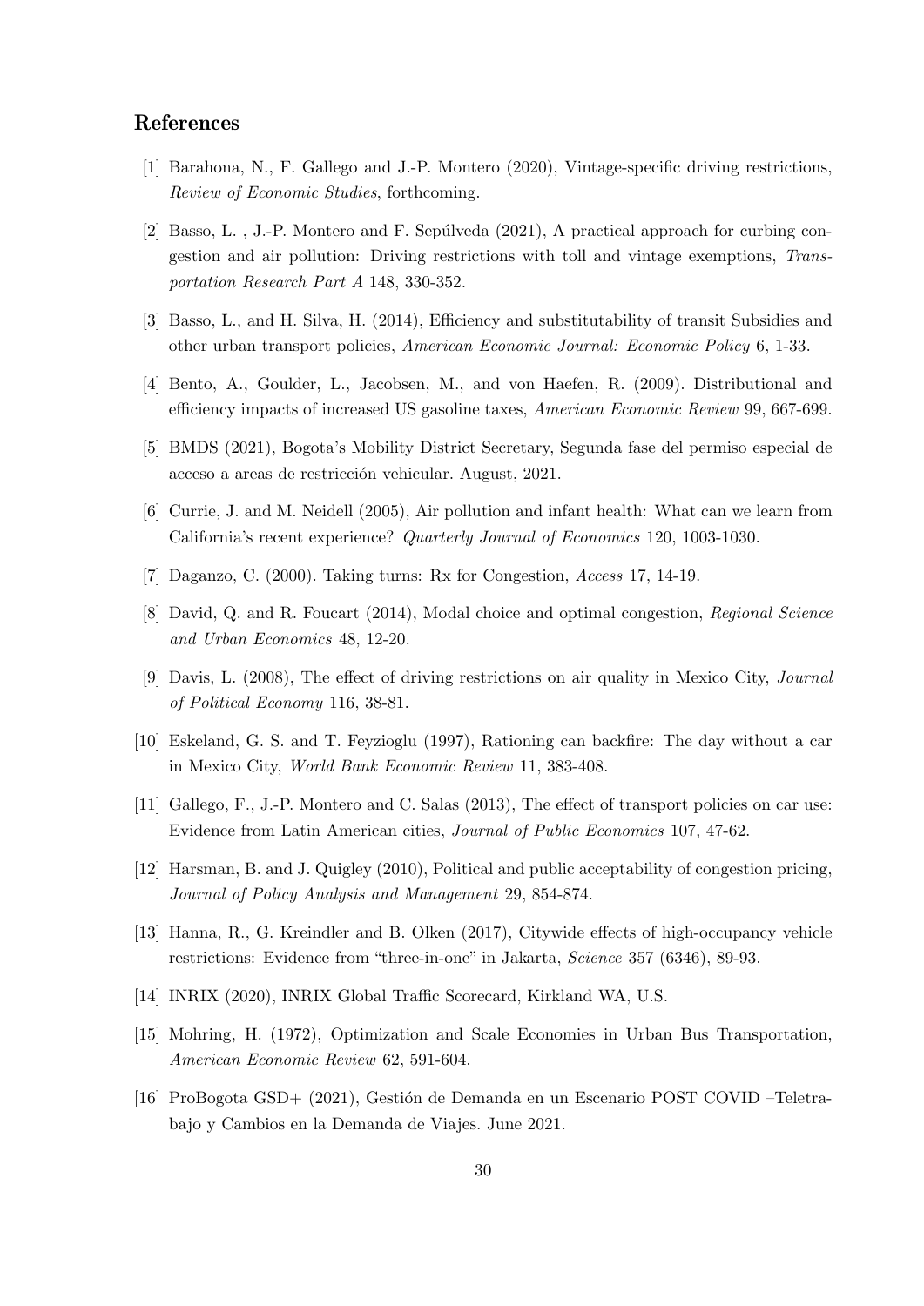## References

[1] Barahona, N., F. Gallego and J.-P. Montero (2020), Vintage-specific driving restrictions, *Review of Economic Studies*, forthcoming.

[2] Basso, L. , J.-P. Montero and F. Sepúlveda (2021), A practical approach for curbing congestion and air pollution: Driving restrictions with toll and vintage exemptions, *Transportation Research Part A* 148, 330-352.

[3] Basso, L., and H. Silva, H. (2014), Efficiency and substitutability of transit Subsidies and other urban transport policies, *American Economic Journal: Economic Policy* 6, 1-33.

[4] Bento, A., Goulder, L., Jacobsen, M., and von Haefen, R. (2009). Distributional and efficiency impacts of increased US gasoline taxes, *American Economic Review* 99, 667-699.

[5] BMDS (2021), Bogota's Mobility District Secretary, Segunda fase del permiso especial de acceso a areas de restricción vehicular. August, 2021.

[6] Currie, J. and M. Neidell (2005), Air pollution and infant health: What can we learn from California's recent experience? *Quarterly Journal of Economics* 120, 1003-1030.

[7] Daganzo, C. (2000). Taking turns: Rx for Congestion, *Access* 17, 14-19.

[8] David, Q. and R. Foucart (2014), Modal choice and optimal congestion, *Regional Science and Urban Economics* 48, 12-20.

[9] Davis, L. (2008), The effect of driving restrictions on air quality in Mexico City, *Journal of Political Economy* 116, 38-81.

[10] Eskeland, G. S. and T. Feyzioglu (1997), Rationing can backfire: The day without a car in Mexico City, *World Bank Economic Review* 11, 383-408.

[11] Gallego, F., J.-P. Montero and C. Salas (2013), The effect of transport policies on car use: Evidence from Latin American cities, *Journal of Public Economics* 107, 47-62.

[12] Harsman, B. and J. Quigley (2010), Political and public acceptability of congestion pricing, *Journal of Policy Analysis and Management* 29, 854-874.

[13] Hanna, R., G. Kreindler and B. Olken (2017), Citywide effects of high-occupancy vehicle restrictions: Evidence from "three-in-one" in Jakarta, *Science* 357 (6346), 89-93.

[14] INRIX (2020), INRIX Global Traffic Scorecard, Kirkland WA, U.S.

[15] Mohring, H. (1972), Optimization and Scale Economies in Urban Bus Transportation, *American Economic Review* 62, 591-604.

[16] ProBogota GSD+ (2021), Gestión de Demanda en un Escenario POST COVID –Teletrabajo y Cambios en la Demanda de Viajes. June 2021.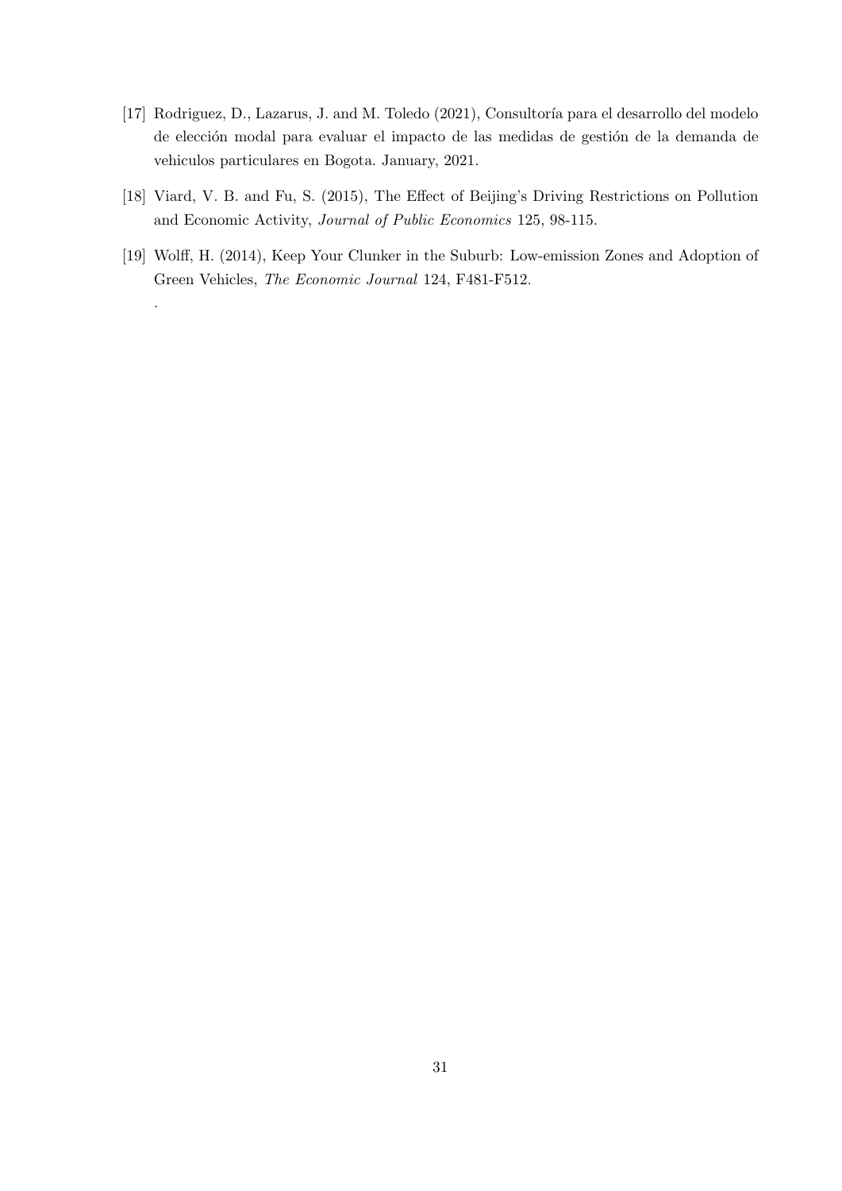[17] Rodriguez, D., Lazarus, J. and M. Toledo (2021), Consultoría para el desarrollo del modelo de elección modal para evaluar el impacto de las medidas de gestión de la demanda de vehiculos particulares en Bogota. January, 2021.

[18] Viard, V. B. and Fu, S. (2015), The Effect of Beijing's Driving Restrictions on Pollution and Economic Activity, *Journal of Public Economics* 125, 98-115.

[19] Wolff, H. (2014), Keep Your Clunker in the Suburb: Low-emission Zones and Adoption of Green Vehicles, *The Economic Journal* 124, F481-F512.